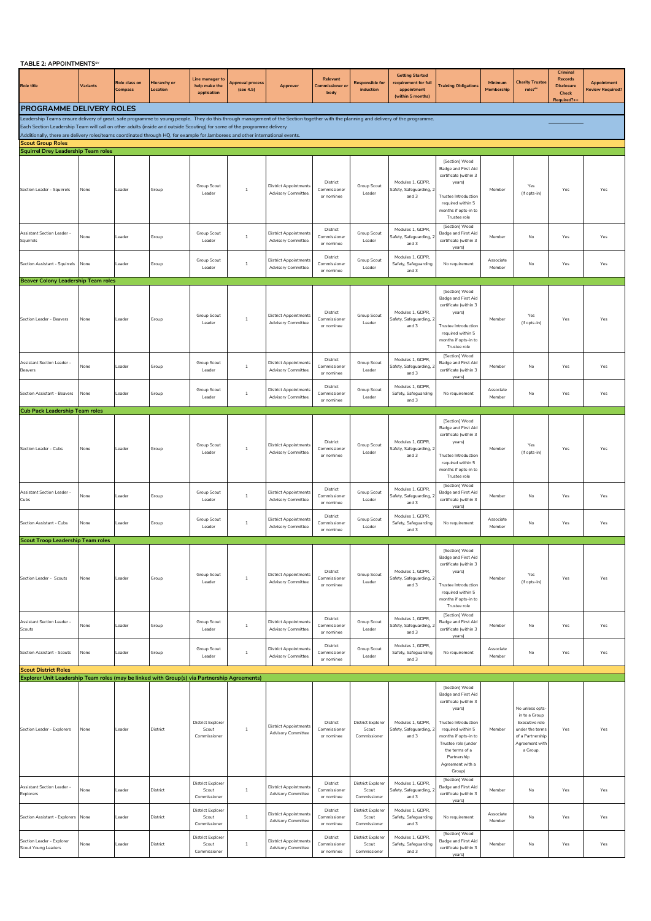**TABLE 2: APPOINTMENTS[xv]**

| Role title | Variants | Role class on Compass | Hierarchy or Location | Line manager to help make the application | Approval process (see 4.5) | Approver | Relevant Commissioner or body | Responsible for induction | Getting Started requirement for full appointment (within 5 months) | Training Obligations | Minimum Membership | Charity Trustee role?[xx] | Criminal Records Disclosure Check Required?++ | Appointment Review Required? |
|---|---|---|---|---|---|---|---|---|---|---|---|---|---|---|
| **PROGRAMME DELIVERY ROLES** | | | | | | | | | | | | | | |
| Leadership Teams ensure delivery of great, safe programme to young people. They do this through management of the Section together with the planning and delivery of the programme. Each Section Leadership Team will call on other adults (inside and outside Scouting) for some of the programme delivery. Additionally, there are delivery roles/teams coordinated through HQ, for example for Jamborees and other international events. | | | | | | | | | | | | | | |
| **Scout Group Roles** | | | | | | | | | | | | | | |
| **Squirrel Drey Leadership Team roles** | | | | | | | | | | | | | | |
| Section Leader - Squirrels | None | Leader | Group | Group Scout Leader | 1 | District Appointments Advisory Committee. | District Commissioner or nominee | Group Scout Leader | Modules 1, GDPR, Safety, Safeguarding, 2 and 3 | [Section] Wood Badge and First Aid certificate (within 3 years) Trustee Introduction required within 5 months if opts-in to Trustee role | Member | Yes (If opts-in) | Yes | Yes |
| Assistant Section Leader - Squirrels | None | Leader | Group | Group Scout Leader | 1 | District Appointments Advisory Committee. | District Commissioner or nominee | Group Scout Leader | Modules 1, GDPR, Safety, Safeguarding, 2 and 3 | [Section] Wood Badge and First Aid certificate (within 3 years) | Member | No | Yes | Yes |
| Section Assistant - Squirrels | None | Leader | Group | Group Scout Leader | 1 | District Appointments Advisory Committee. | District Commissioner or nominee | Group Scout Leader | Modules 1, GDPR, Safety, Safeguarding and 3 | No requirement | Associate Member | No | Yes | Yes |
| **Beaver Colony Leadership Team roles** | | | | | | | | | | | | | | |
| Section Leader - Beavers | None | Leader | Group | Group Scout Leader | 1 | District Appointments Advisory Committee. | District Commissioner or nominee | Group Scout Leader | Modules 1, GDPR, Safety, Safeguarding, 2 and 3 | [Section] Wood Badge and First Aid certificate (within 3 years) Trustee Introduction required within 5 months if opts-in to Trustee role | Member | Yes (If opts-in) | Yes | Yes |
| Assistant Section Leader - Beavers | None | Leader | Group | Group Scout Leader | 1 | District Appointments Advisory Committee. | District Commissioner or nominee | Group Scout Leader | Modules 1, GDPR, Safety, Safeguarding, 2 and 3 | [Section] Wood Badge and First Aid certificate (within 3 years) | Member | No | Yes | Yes |
| Section Assistant - Beavers | None | Leader | Group | Group Scout Leader | 1 | District Appointments Advisory Committee. | District Commissioner or nominee | Group Scout Leader | Modules 1, GDPR, Safety, Safeguarding and 3 | No requirement | Associate Member | No | Yes | Yes |
| **Cub Pack Leadership Team roles** | | | | | | | | | | | | | | |
| Section Leader - Cubs | None | Leader | Group | Group Scout Leader | 1 | District Appointments Advisory Committee. | District Commissioner or nominee | Group Scout Leader | Modules 1, GDPR, Safety, Safeguarding, 2 and 3 | [Section] Wood Badge and First Aid certificate (within 3 years) Trustee Introduction required within 5 months if opts-in to Trustee role | Member | Yes (If opts-in) | Yes | Yes |
| Assistant Section Leader - Cubs | None | Leader | Group | Group Scout Leader | 1 | District Appointments Advisory Committee. | District Commissioner or nominee | Group Scout Leader | Modules 1, GDPR, Safety, Safeguarding, 2 and 3 | [Section] Wood Badge and First Aid certificate (within 3 years) | Member | No | Yes | Yes |
| Section Assistant - Cubs | None | Leader | Group | Group Scout Leader | 1 | District Appointments Advisory Committee. | District Commissioner or nominee | Group Scout Leader | Modules 1, GDPR, Safety, Safeguarding and 3 | No requirement | Associate Member | No | Yes | Yes |
| **Scout Troop Leadership Team roles** | | | | | | | | | | | | | | |
| Section Leader - Scouts | None | Leader | Group | Group Scout Leader | 1 | District Appointments Advisory Committee. | District Commissioner or nominee | Group Scout Leader | Modules 1, GDPR, Safety, Safeguarding, 2 and 3 | [Section] Wood Badge and First Aid certificate (within 3 years) Trustee Introduction required within 5 months if opts-in to Trustee role | Member | Yes (If opts-in) | Yes | Yes |
| Assistant Section Leader - Scouts | None | Leader | Group | Group Scout Leader | 1 | District Appointments Advisory Committee. | District Commissioner or nominee | Group Scout Leader | Modules 1, GDPR, Safety, Safeguarding, 2 and 3 | [Section] Wood Badge and First Aid certificate (within 3 years) | Member | No | Yes | Yes |
| Section Assistant - Scouts | None | Leader | Group | Group Scout Leader | 1 | District Appointments Advisory Committee. | District Commissioner or nominee | Group Scout Leader | Modules 1, GDPR, Safety, Safeguarding and 3 | No requirement | Associate Member | No | Yes | Yes |
| **Scout District Roles** | | | | | | | | | | | | | | |
| **Explorer Unit Leadership Team roles (may be linked with Group(s) via Partnership Agreements)** | | | | | | | | | | | | | | |
| Section Leader - Explorers | None | Leader | District | District Explorer Scout Commissioner | 1 | District Appointments Advisory Committee | District Commissioner or nominee | District Explorer Scout Commissioner | Modules 1, GDPR, Safety, Safeguarding, 2 and 3 | [Section] Wood Badge and First Aid certificate (within 3 years) Trustee Introduction required within 5 months if opts-in to Trustee role (under the terms of a Partnership Agreement with a Group) | Member | No unless opts-in to a Group Executive role under the terms of a Partnership Agreement with a Group. | Yes | Yes |
| Assistant Section Leader - Explorers | None | Leader | District | District Explorer Scout Commissioner | 1 | District Appointments Advisory Committee | District Commissioner or nominee | District Explorer Scout Commissioner | Modules 1, GDPR, Safety, Safeguarding, 2 and 3 | [Section] Wood Badge and First Aid certificate (within 3 years) | Member | No | Yes | Yes |
| Section Assistant - Explorers | None | Leader | District | District Explorer Scout Commissioner | 1 | District Appointments Advisory Committee | District Commissioner or nominee | District Explorer Scout Commissioner | Modules 1, GDPR, Safety, Safeguarding and 3 | No requirement | Associate Member | No | Yes | Yes |
| Section Leader - Explorer Scout Young Leaders | None | Leader | District | District Explorer Scout Commissioner | 1 | District Appointments Advisory Committee | District Commissioner or nominee | District Explorer Scout Commissioner | Modules 1, GDPR, Safety, Safeguarding and 3 | [Section] Wood Badge and First Aid certificate (within 3 years) | Member | No | Yes | Yes |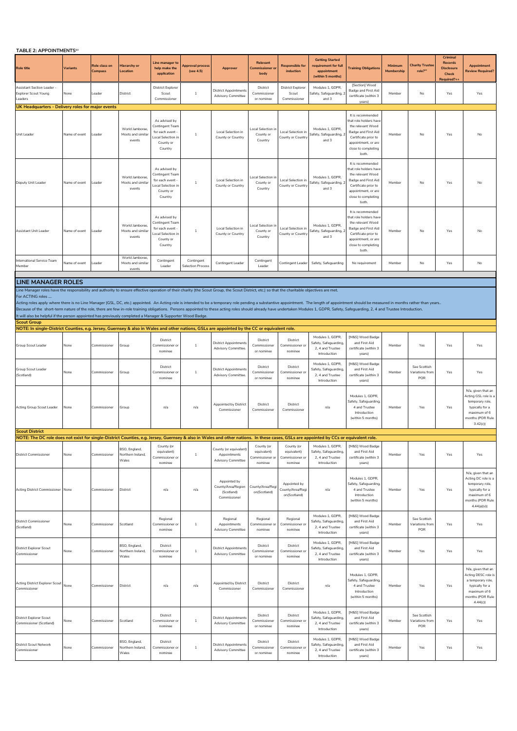**TABLE 2: APPOINTMENTS[xv]**

| Role title | Variants | Role class on Compass | Hierarchy or Location | Line manager to help make the application | Approval process (see 4.5) | Approver | Relevant Commissioner or body | Responsible for induction | Getting Started requirement for full appointment (within 5 months) | Training Obligations | Minimum Membership | Charity Trustee role?[xx] | Criminal Records Disclosure Check Required?++ | Appointment Review Required? |
|---|---|---|---|---|---|---|---|---|---|---|---|---|---|---|
| Assistant Section Leader - Explorer Scout Young Leaders | None | Leader | District | District Explorer Scout Commissioner | 1 | District Appointments Advisory Committee | District Commissioner or nominee | District Explorer Scout Commissioner | Modules 1, GDPR, Safety, Safeguarding, 2 and 3 | [Section] Wood Badge and First Aid certificate (within 3 years) | Member | No | Yes | Yes |
| **UK Headquarters - Delivery roles for major events** | | | | | | | | | | | | | | |
| Unit Leader | Name of event | Leader | World Jamboree, Moots and similar events | As advised by Contingent Team for each event - Local Selection in County or Country | 1 | Local Selection in County or Country | Local Selection in County or Country | Local Selection in County or Country | Modules 1, GDPR, Safety, Safeguarding, 2 and 3 | It is recommended that role holders have the relevant Wood Badge and First Aid Certificate prior to appointment, or are close to completing both. | Member | No | Yes | No |
| Deputy Unit Leader | Name of event | Leader | World Jamboree, Moots and similar events | As advised by Contingent Team for each event - Local Selection in County or Country | 1 | Local Selection in County or Country | Local Selection in County or Country | Local Selection in County or Country | Modules 1, GDPR, Safety, Safeguarding, 2 and 3 | It is recommended that role holders have the relevant Wood Badge and First Aid Certificate prior to appointment, or are close to completing both. | Member | No | Yes | No |
| Assistant Unit Leader | Name of event | Leader | World Jamboree, Moots and similar events | As advised by Contingent Team for each event - Local Selection in County or Country | 1 | Local Selection in County or Country | Local Selection in County or Country | Local Selection in County or Country | Modules 1, GDPR, Safety, Safeguarding, 2 and 3 | It is recommended that role holders have the relevant Wood Badge and First Aid Certificate prior to appointment, or are close to completing both. | Member | No | Yes | No |
| International Service Team Member | Name of event | Leader | World Jamboree, Moots and similar events | Contingent Leader | Contingent Selection Process | Contingent Leader | Contingent Leader | Contingent Leader | Safety, Safeguarding | No requirement | Member | No | Yes | No |

## LINE MANAGER ROLES

Line Manager roles have the responsibility and authority to ensure effective operation of their charity (the Scout Group, the Scout District, etc.) so that the charitable objectives are met.

For ACTING roles ....

Acting roles apply where there is no Line Manager (GSL, DC, etc.) appointed. An Acting role is intended to be a temporary role pending a substantive appointment. The length of appointment should be measured in months rather than years..

Because of the short-term nature of the role, there are few in-role training obligations. Persons appointed to these acting roles should already have undertaken Modules 1, GDPR, Safety, Safeguarding, 2, 4 and Trustee Introduction.

It will also be helpful if the person appointed has previously completed a Manager & Supporter Wood Badge.

| Role title | Variants | Role class on Compass | Hierarchy or Location | Line manager to help make the application | Approval process (see 4.5) | Approver | Relevant Commissioner or body | Responsible for induction | Getting Started requirement for full appointment (within 5 months) | Training Obligations | Minimum Membership | Charity Trustee role?[xx] | Criminal Records Disclosure Check Required?++ | Appointment Review Required? |
|---|---|---|---|---|---|---|---|---|---|---|---|---|---|---|
| **Scout Group** | | | | | | | | | | | | | | |
| **NOTE: In single-District Counties, e.g. Jersey, Guernsey & also in Wales and other nations, GSLs are appointed by the CC or equivalent role.** | | | | | | | | | | | | | | |
| Group Scout Leader | None | Commissioner | Group | District Commissioner or nominee | 1 | District Appointments Advisory Committee. | District Commissioner or nominee | District Commissioner or nominee | Modules 1, GDPR, Safety, Safeguarding, 2, 4 and Trustee Introduction | [M&S] Wood Badge and First Aid certificate (within 3 years) | Member | Yes | Yes | Yes |
| Group Scout Leader (Scotland) | None | Commissioner | Group | District Commissioner or nominee | 1 | District Appointments Advisory Committee. | District Commissioner or nominee | District Commissioner or nominee | Modules 1, GDPR, Safety, Safeguarding, 2, 4 and Trustee Introduction | [M&S] Wood Badge and First Aid certificate (within 3 years) | Member | See Scottish Variations from POR | Yes | Yes |
| Acting Group Scout Leader | None | Commissioner | Group | n/a | n/a | Appointed by District Commissioner | District Commissioner | District Commissioner | n/a | Modules 1, GDPR, Safety, Safeguarding, 4 and Trustee Introduction (within 5 months) | Member | Yes | Yes | N/a, given that an Acting GSL role is a temporary role, typically for a maximum of 6 months (POR Rule 3.42(c)) |
| **Scout District** | | | | | | | | | | | | | | |
| **NOTE: The DC role does not exist for single-District Counties, e.g. Jersey, Guernsey & also in Wales and other nations. In these cases, GSLs are appointed by CCs or equivalent role.** | | | | | | | | | | | | | | |
| District Commissioner | None | Commissioner | BSO, England, Northern Ireland, Wales | County (or equivalent) Commissioner or nominee | 1 | County (or equivalent) Appointments Advisory Committee | County (or equivalent) Commissioner or nominee | County (or equivalent) Commissioner or nominee | Modules 1, GDPR, Safety, Safeguarding, 2, 4 and Trustee Introduction | [M&S] Wood Badge and First Aid certificate (within 3 years) | Member | Yes | Yes | Yes |
| Acting District Commissioner | None | Commissioner | District | n/a | n/a | Appointed by County/Area/Region (Scotland) Commissioner | County/Area/Region(Scotland) | Appointed by County/Area/Region(Scotland) | n/a | Modules 1, GDPR, Safety, Safeguarding, 4 and Trustee Introduction (within 5 months) | Member | Yes | Yes | N/a, given that an Acting DC role is a temporary role, typically for a maximum of 6 months (POR Rule 4.44(a)(v)) |
| District Commissioner (Scotland) | None | Commissioner | Scotland | Regional Commissioner or nominee | 1 | Regional Appointments Advisory Committee | Regional Commissioner or nominee | Regional Commissioner or nominee | Modules 1, GDPR, Safety, Safeguarding, 2, 4 and Trustee Introduction | [M&S] Wood Badge and First Aid certificate (within 3 years) | Member | See Scottish Variations from POR | Yes | Yes |
| District Explorer Scout Commissioner | None | Commissioner | BSO, England, Northern Ireland, Wales | District Commissioner or nominee | 1 | District Appointments Advisory Committee | District Commissioner or nominee | District Commissioner or nominee | Modules 1, GDPR, Safety, Safeguarding, 2, 4 and Trustee Introduction | [M&S] Wood Badge and First Aid certificate (within 3 years) | Member | Yes | Yes | Yes |
| Acting District Explorer Scout Commissioner | None | Commissioner | District | n/a | n/a | Appointed by District Commissioner | District Commissioner | District Commissioner | n/a | Modules 1, GDPR, Safety, Safeguarding, 4 and Trustee Introduction (within 5 months) | Member | Yes | Yes | N/a, given that an Acting DESC role is a temporary role, typically for a maximum of 6 months (POR Rule 4.44(c)) |
| District Explorer Scout Commissioner (Scotland) | None | Commissioner | Scotland | District Commissioner or nominee | 1 | District Appointments Advisory Committee | District Commissioner or nominee | District Commissioner or nominee | Modules 1, GDPR, Safety, Safeguarding, 2, 4 and Trustee Introduction | [M&S] Wood Badge and First Aid certificate (within 3 years) | Member | See Scottish Variations from POR | Yes | Yes |
| District Scout Network Commissioner | None | Commissioner | BSO, England, Northern Ireland, Wales | District Commissioner or nominee | 1 | District Appointments Advisory Committee | District Commissioner or nominee | District Commissioner or nominee | Modules 1, GDPR, Safety, Safeguarding, 2, 4 and Trustee Introduction | [M&S] Wood Badge and First Aid certificate (within 3 years) | Member | Yes | Yes | Yes |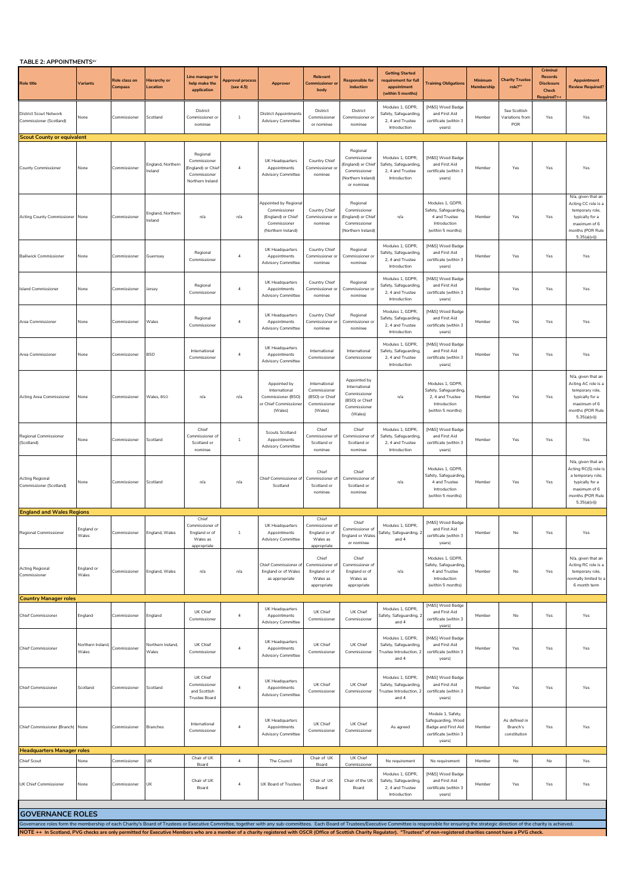**TABLE 2: APPOINTMENTS[xv]**

| Role title | Variants | Role class on Compass | Hierarchy or Location | Line manager to help make the application | Approval process (see 4.5) | Approver | Relevant Commissioner or body | Responsible for induction | Getting Started requirement for full appointment (within 5 months) | Training Obligations | Minimum Membership | Charity Trustee role?** | Criminal Records Disclosure Check Required?++ | Appointment Review Required? |
|---|---|---|---|---|---|---|---|---|---|---|---|---|---|---|
| District Scout Network Commissioner (Scotland) | None | Commissioner | Scotland | District Commissioner or nominee | 1 | District Appointments Advisory Committee | District Commissioner or nominee | District Commissioner or nominee | Modules 1, GDPR, Safety, Safeguarding, 2, 4 and Trustee Introduction | [M&S] Wood Badge and First Aid certificate (within 3 years) | Member | See Scottish Variations from POR | Yes | Yes |
| **Scout County or equivalent** | | | | | | | | | | | | | | |
| County Commissioner | None | Commissioner | England, Northern Ireland | Regional Commissioner (England) or Chief Commissioner Northern Ireland | 4 | UK Headquarters Appointments Advisory Committee | Country Chief Commissioner or nominee | Regional Commissioner (England) or Chief Commissioner (Northern Ireland) or nominee | Modules 1, GDPR, Safety, Safeguarding, 2, 4 and Trustee Introduction | [M&S] Wood Badge and First Aid certificate (within 3 years) | Member | Yes | Yes | Yes |
| Acting County Commissioner | None | Commissioner | England, Northern Ireland | n/a | n/a | Appointed by Regional Commissioner (England) or Chief Commissioner (Northern Ireland) | Country Chief Commissioner or nominee | Regional Commissioner (England) or Chief Commissioner (Northern Ireland) | n/a | Modules 1, GDPR, Safety, Safeguarding, 4 and Trustee Introduction (within 5 months) | Member | Yes | Yes | N/a, given that an Acting CC role is a temporary role, typically for a maximum of 6 months (POR Rule 5.35(a)(vi)) |
| Bailiwick Commissioner | None | Commissioner | Guernsey | Regional Commissioner | 4 | UK Headquarters Appointments Advisory Committee | Country Chief Commissioner or nominee | Regional Commissioner or nominee | Modules 1, GDPR, Safety, Safeguarding, 2, 4 and Trustee Introduction | [M&S] Wood Badge and First Aid certificate (within 3 years) | Member | Yes | Yes | Yes |
| Island Commissioner | None | Commissioner | Jersey | Regional Commissioner | 4 | UK Headquarters Appointments Advisory Committee | Country Chief Commissioner or nominee | Regional Commissioner or nominee | Modules 1, GDPR, Safety, Safeguarding, 2, 4 and Trustee Introduction | [M&S] Wood Badge and First Aid certificate (within 3 years) | Member | Yes | Yes | Yes |
| Area Commissioner | None | Commissioner | Wales | Regional Commissioner | 4 | UK Headquarters Appointments Advisory Committee | Country Chief Commissioner or nominee | Regional Commissioner or nominee | Modules 1, GDPR, Safety, Safeguarding, 2, 4 and Trustee Introduction | [M&S] Wood Badge and First Aid certificate (within 3 years) | Member | Yes | Yes | Yes |
| Area Commissioner | None | Commissioner | BSO | International Commissioner | 4 | UK Headquarters Appointments Advisory Committee | International Commissioner | International Commissioner | Modules 1, GDPR, Safety, Safeguarding, 2, 4 and Trustee Introduction | [M&S] Wood Badge and First Aid certificate (within 3 years) | Member | Yes | Yes | Yes |
| Acting Area Commissioner | None | Commissioner | Wales, BSO | n/a | n/a | Appointed by International Commissioner (BSO) or Chief Commissioner (Wales) | International Commissioner (BSO) or Chief Commissioner (Wales) | Appointed by International Commissioner (BSO) or Chief Commissioner (Wales) | n/a | Modules 1, GDPR, Safety, Safeguarding, 2, 4 and Trustee Introduction (within 5 months) | Member | Yes | Yes | N/a, given that an Acting AC role is a temporary role, typically for a maximum of 6 months (POR Rule 5.35(a)(vi)) |
| Regional Commissioner (Scotland) | None | Commissioner | Scotland | Chief Commissioner of Scotland or nominee | 1 | Scouts Scotland Appointments Advisory Committee | Chief Commissioner of Scotland or nominee | Chief Commissioner of Scotland or nominee | Modules 1, GDPR, Safety, Safeguarding, 2, 4 and Trustee Introduction | [M&S] Wood Badge and First Aid certificate (within 3 years) | Member | Yes | Yes | Yes |
| Acting Regional Commissioner (Scotland) | None | Commissioner | Scotland | n/a | n/a | Chief Commissioner of Scotland | Chief Commissioner of Scotland or nominee | Chief Commissioner of Scotland or nominee | n/a | Modules 1, GDPR, Safety, Safeguarding, 4 and Trustee Introduction (within 5 months) | Member | Yes | Yes | N/a, given that an Acting RC(S) role is a temporary role, typically for a maximum of 6 months (POR Rule 5.35(a)(vi)) |
| **England and Wales Regions** | | | | | | | | | | | | | | |
| Regional Commissioner | England or Wales | Commissioner | England, Wales | Chief Commissioner of England or of Wales as appropriate | 1 | UK Headquarters Appointments Advisory Committee | Chief Commissioner of England or of Wales as appropriate | Chief Commissioner of England or Wales or nominee | Modules 1, GDPR, Safety, Safeguarding, 2 and 4 | [M&S] Wood Badge and First Aid certificate (within 3 years) | Member | No | Yes | Yes |
| Acting Regional Commissioner | England or Wales | Commissioner | England, Wales | n/a | n/a | Chief Commissioner of England or of Wales as appropriate | Chief Commissioner of England or of Wales as appropriate | Chief Commissioner of England or of Wales as appropriate | n/a | Modules 1, GDPR, Safety, Safeguarding, 4 and Trustee Introduction (within 5 months) | Member | No | Yes | N/a, given that an Acting RC role is a temporary role, normally limited to a 6 month term |
| **Country Manager roles** | | | | | | | | | | | | | | |
| Chief Commissioner | England | Commissioner | England | UK Chief Commissioner | 4 | UK Headquarters Appointments Advisory Committee | UK Chief Commissioner | UK Chief Commissioner | Modules 1, GDPR, Safety, Safeguarding, 2 and 4 | [M&S] Wood Badge and First Aid certificate (within 3 years) | Member | No | Yes | Yes |
| Chief Commissioner | Northern Ireland, Wales | Commissioner | Northern Ireland, Wales | UK Chief Commissioner | 4 | UK Headquarters Appointments Advisory Committee | UK Chief Commissioner | UK Chief Commissioner | Modules 1, GDPR, Safety, Safeguarding, Trustee Introduction, 2 and 4 | [M&S] Wood Badge and First Aid certificate (within 3 years) | Member | Yes | Yes | Yes |
| Chief Commissioner | Scotland | Commissioner | Scotland | UK Chief Commissioner and Scottish Trustee Board | 4 | UK Headquarters Appointments Advisory Committee | UK Chief Commissioner | UK Chief Commissioner | Modules 1, GDPR, Safety, Safeguarding, Trustee Introduction, 2 and 4 | [M&S] Wood Badge and First Aid certificate (within 3 years) | Member | Yes | Yes | Yes |
| Chief Commissioner (Branch) | None | Commissioner | Branches | International Commissioner | 4 | UK Headquarters Appointments Advisory Committee | UK Chief Commissioner | UK Chief Commissioner | As agreed | Module 1, Safety, Safeguarding, Wood Badge and First Aid certificate (within 3 years) | Member | As defined in Branch's constitution | Yes | Yes |
| **Headquarters Manager roles** | | | | | | | | | | | | | | |
| Chief Scout | None | Commissioner | UK | Chair of UK Board | 4 | The Council | Chair of UK Board | UK Chief Commissioner | No requirement | No requirement | Member | No | No | Yes |
| UK Chief Commissioner | None | Commissioner | UK | Chair of UK Board | 4 | UK Board of Trustees | Chair of UK Board | Chair of the UK Board | Modules 1, GDPR, Safety, Safeguarding, 2, 4 and Trustee Introduction | [M&S] Wood Badge and First Aid certificate (within 3 years) | Member | Yes | Yes | Yes |

## GOVERNANCE ROLES

Governance roles form the membership of each Charity's Board of Trustees or Executive Committee, together with any sub-committees. Each Board of Trustees/Executive Committee is responsible for ensuring the strategic direction of the charity is achieved.

**NOTE ++ In Scotland, PVG checks are only permitted for Executive Members who are a member of a charity registered with OSCR (Office of Scottish Charity Regulator). "Trustees" of non-registered charities cannot have a PVG check.**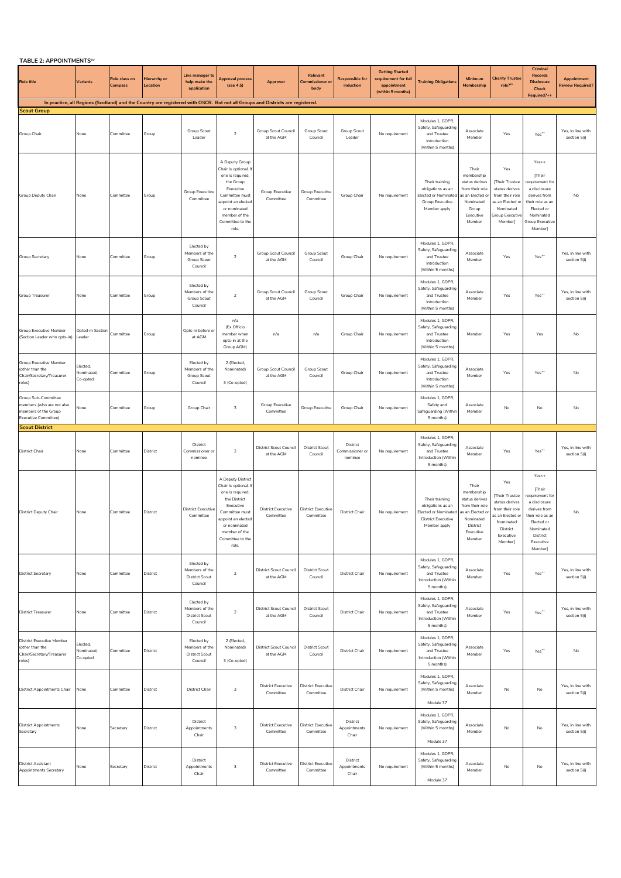**TABLE 2: APPOINTMENTS[xv]**

| Role title | Variants | Role class on Compass | Hierarchy or Location | Line manager to help make the application | Approval process (see 4.5) | Approver | Relevant Commissioner or body | Responsible for induction | Getting Started requirement for full appointment (within 5 months) | Training Obligations | Minimum Membership | Charity Trustee role?[xx] | Criminal Records Disclosure Check Required?++ | Appointment Review Required? |
|---|---|---|---|---|---|---|---|---|---|---|---|---|---|---|
| In practice, all Regions (Scotland) and the Country are registered with OSCR. But not all Groups and Districts are registered. | | | | | | | | | | | | | | |
| **Scout Group** | | | | | | | | | | | | | | |
| Group Chair | None | Committee | Group | Group Scout Leader | 2 | Group Scout Council at the AGM | Group Scout Council | Group Scout Leader | No requirement | Modules 1, GDPR, Safety, Safeguarding and Trustee Introduction (Within 5 months) | Associate Member | Yes | Yes++ | Yes, in line with section 5(l) |
| Group Deputy Chair | None | Committee | Group | Group Executive Committee | A Deputy Group Chair is optional. If one is required, the Group Executive Committee must appoint an elected or nominated member of the Committee to the role. | Group Executive Committee | Group Executive Committee | Group Chair | No requirement | Their training obligations as an Elected or Nominated Group Executive Member apply | Their membership status derives from their role as an Elected or Nominated Group Executive Member | Yes [Their Trustee status derives from their role as an Elected or Nominated Group Executive Member] | Yes++ [Their requirement for a disclosure derives from their role as an Elected or Nominated Group Executive Member] | No |
| Group Secretary | None | Committee | Group | Elected by Members of the Group Scout Council | 2 | Group Scout Council at the AGM | Group Scout Council | Group Chair | No requirement | Modules 1, GDPR, Safety, Safeguarding and Trustee Introduction (Within 5 months) | Associate Member | Yes | Yes++ | Yes, in line with section 5(l) |
| Group Treasurer | None | Committee | Group | Elected by Members of the Group Scout Council | 2 | Group Scout Council at the AGM | Group Scout Council | Group Chair | No requirement | Modules 1, GDPR, Safety, Safeguarding and Trustee Introduction (Within 5 months) | Associate Member | Yes | Yes++ | Yes, in line with section 5(l) |
| Group Executive Member (Section Leader who opts-in) | Opted-in Section Leader | Committee | Group | Opts-in before or at AGM | n/a (Ex Officio member when opts-in at the Group AGM) | n/a | n/a | Group Chair | No requirement | Modules 1, GDPR, Safety, Safeguarding and Trustee Introduction (Within 5 months) | Member | Yes | Yes | No |
| Group Executive Member (other than the Chair/Secretary/Treasurer roles) | Elected, Nominated, Co-opted | Committee | Group | Elected by Members of the Group Scout Council | 2 (Elected, Nominated) 3 (Co-opted) | Group Scout Council at the AGM | Group Scout Council | Group Chair | No requirement | Modules 1, GDPR, Safety, Safeguarding and Trustee Introduction (Within 5 months) | Associate Member | Yes | Yes++ | No |
| Group Sub-Committee members (who are not also members of the Group Executive Committee) | None | Committee | Group | Group Chair | 3 | Group Executive Committee | Group Executive | Group Chair | No requirement | Modules 1, GDPR, Safety and Safeguarding (Within 5 months) | Associate Member | No | No | No |
| **Scout District** | | | | | | | | | | | | | | |
| District Chair | None | Committee | District | District Commissioner or nominee | 2 | District Scout Council at the AGM | District Scout Council | District Commissioner or nominee | No requirement | Modules 1, GDPR, Safety, Safeguarding and Trustee Introduction (Within 5 months) | Associate Member | Yes | Yes++ | Yes, in line with section 5(l) |
| District Deputy Chair | None | Committee | District | District Executive Committee | A Deputy District Chair is optional. If one is required, the District Executive Committee must appoint an elected or nominated member of the Committee to the role. | District Executive Committee | District Executive Committee | District Chair | No requirement | Their training obligations as an Elected or Nominated District Executive Member apply | Their membership status derives from their role as an Elected or Nominated District Executive Member | Yes [Their Trustee status derives from their role as an Elected or Nominated District Executive Member] | Yes++ [Their requirement for a disclosure derives from their role as an Elected or Nominated District Executive Member] | No |
| District Secretary | None | Committee | District | Elected by Members of the District Scout Council | 2 | District Scout Council at the AGM | District Scout Council | District Chair | No requirement | Modules 1, GDPR, Safety, Safeguarding and Trustee Introduction (Within 5 months) | Associate Member | Yes | Yes++ | Yes, in line with section 5(l) |
| District Treasurer | None | Committee | District | Elected by Members of the District Scout Council | 2 | District Scout Council at the AGM | District Scout Council | District Chair | No requirement | Modules 1, GDPR, Safety, Safeguarding and Trustee Introduction (Within 5 months) | Associate Member | Yes | Yes++ | Yes, in line with section 5(l) |
| District Executive Member (other than the Chair/Secretary/Treasurer roles) | Elected, Nominated, Co-opted | Committee | District | Elected by Members of the District Scout Council | 2 (Elected, Nominated) 3 (Co-opted) | District Scout Council at the AGM | District Scout Council | District Chair | No requirement | Modules 1, GDPR, Safety, Safeguarding and Trustee Introduction (Within 5 months) | Associate Member | Yes | Yes++ | No |
| District Appointments Chair | None | Committee | District | District Chair | 3 | District Executive Committee | District Executive Committee | District Chair | No requirement | Modules 1, GDPR, Safety, Safeguarding (Within 5 months) Module 37 | Associate Member | No | No | Yes, in line with section 5(l) |
| District Appointments Secretary | None | Secretary | District | District Appointments Chair | 3 | District Executive Committee | District Executive Committee | District Appointments Chair | No requirement | Modules 1, GDPR, Safety, Safeguarding (Within 5 months) Module 37 | Associate Member | No | No | Yes, in line with section 5(l) |
| District Assistant Appointments Secretary | None | Secretary | District | District Appointments Chair | 3 | District Executive Committee | District Executive Committee | District Appointments Chair | No requirement | Modules 1, GDPR, Safety, Safeguarding (Within 5 months) Module 37 | Associate Member | No | No | Yes, in line with section 5(l) |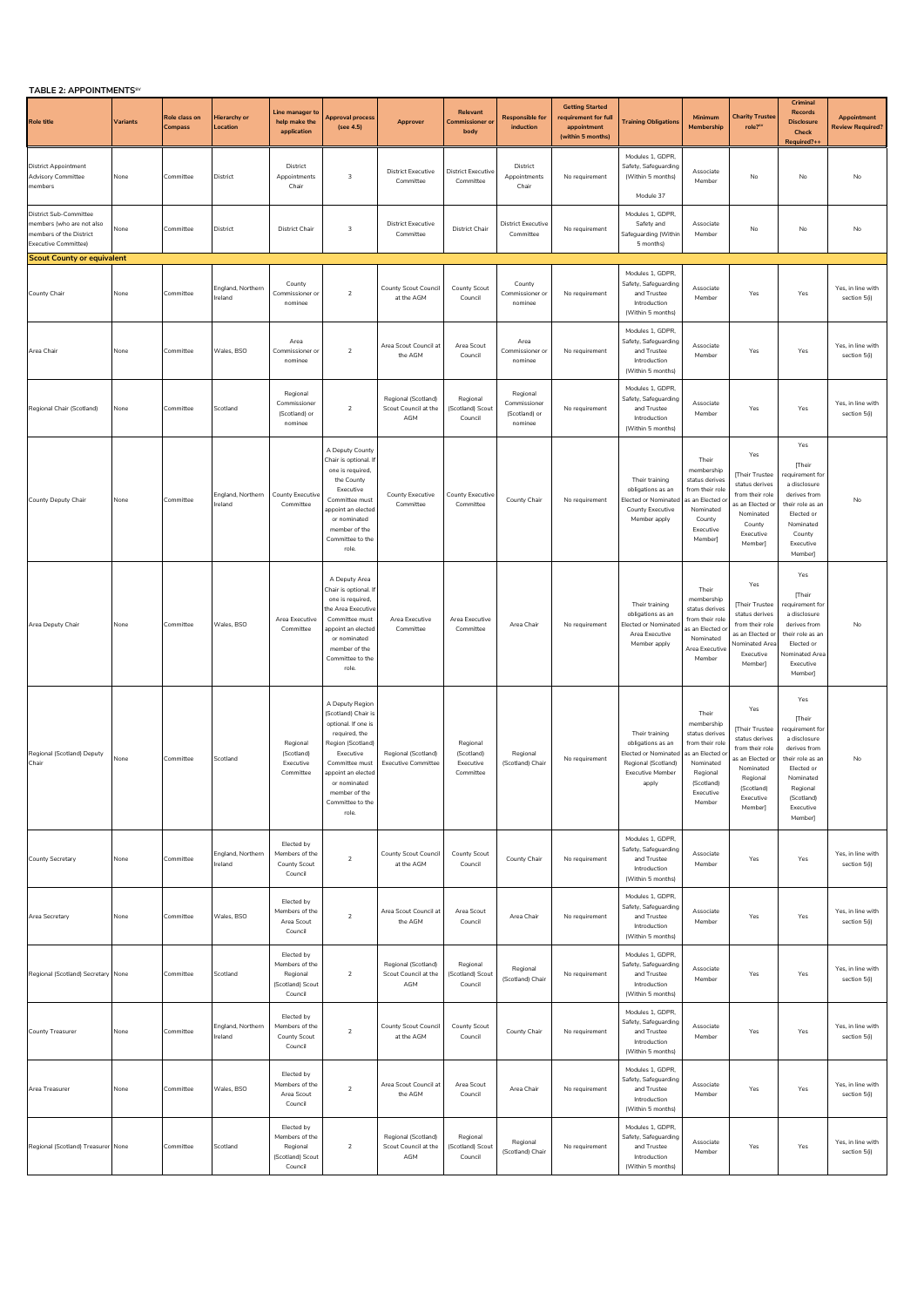**TABLE 2: APPOINTMENTS**[xv]

| Role title | Variants | Role class on Compass | Hierarchy or Location | Line manager to help make the application | Approval process (see 4.5) | Approver | Relevant Commissioner or body | Responsible for induction | Getting Started requirement for full appointment (within 5 months) | Training Obligations | Minimum Membership | Charity Trustee role?** | Criminal Records Disclosure Check Required?++ | Appointment Review Required? |
|---|---|---|---|---|---|---|---|---|---|---|---|---|---|---|
| District Appointment Advisory Committee members | None | Committee | District | District Appointments Chair | 3 | District Executive Committee | District Executive Committee | District Appointments Chair | No requirement | Modules 1, GDPR, Safety, Safeguarding (Within 5 months) Module 37 | Associate Member | No | No | No |
| District Sub-Committee members (who are not also members of the District Executive Committee) | None | Committee | District | District Chair | 3 | District Executive Committee | District Chair | District Executive Committee | No requirement | Modules 1, GDPR, Safety and Safeguarding (Within 5 months) | Associate Member | No | No | No |
| **Scout County or equivalent** | | | | | | | | | | | | | | |
| County Chair | None | Committee | England, Northern Ireland | County Commissioner or nominee | 2 | County Scout Council at the AGM | County Scout Council | County Commissioner or nominee | No requirement | Modules 1, GDPR, Safety, Safeguarding and Trustee Introduction (Within 5 months) | Associate Member | Yes | Yes | Yes, in line with section 5(l) |
| Area Chair | None | Committee | Wales, BSO | Area Commissioner or nominee | 2 | Area Scout Council at the AGM | Area Scout Council | Area Commissioner or nominee | No requirement | Modules 1, GDPR, Safety, Safeguarding and Trustee Introduction (Within 5 months) | Associate Member | Yes | Yes | Yes, in line with section 5(l) |
| Regional Chair (Scotland) | None | Committee | Scotland | Regional Commissioner (Scotland) or nominee | 2 | Regional (Scotland) Scout Council at the AGM | Regional (Scotland) Scout Council | Regional Commissioner (Scotland) or nominee | No requirement | Modules 1, GDPR, Safety, Safeguarding and Trustee Introduction (Within 5 months) | Associate Member | Yes | Yes | Yes, in line with section 5(l) |
| County Deputy Chair | None | Committee | England, Northern Ireland | County Executive Committee | A Deputy County Chair is optional. If one is required, the County Executive Committee must appoint an elected or nominated member of the Committee to the role. | County Executive Committee | County Executive Committee | County Chair | No requirement | Their training obligations as an Elected or Nominated County Executive Member apply | Their membership status derives from their role as an Elected or Nominated County Executive Member] | Yes [Their Trustee status derives from their role as an Elected or Nominated County Executive Member] | Yes [Their requirement for a disclosure derives from their role as an Elected or Nominated County Executive Member] | No |
| Area Deputy Chair | None | Committee | Wales, BSO | Area Executive Committee | A Deputy Area Chair is optional. If one is required, the Area Executive Committee must appoint an elected or nominated member of the Committee to the role. | Area Executive Committee | Area Executive Committee | Area Chair | No requirement | Their training obligations as an Elected or Nominated Area Executive Member apply | Their membership status derives from their role as an Elected or Nominated Area Executive Member | Yes [Their Trustee status derives from their role as an Elected or Nominated Area Executive Member] | Yes [Their requirement for a disclosure derives from their role as an Elected or Nominated Area Executive Member] | No |
| Regional (Scotland) Deputy Chair | None | Committee | Scotland | Regional (Scotland) Executive Committee | A Deputy Region (Scotland) Chair is optional. If one is required, the Region (Scotland) Executive Committee must appoint an elected or nominated member of the Committee to the role. | Regional (Scotland) Executive Committee | Regional (Scotland) Executive Committee | Regional (Scotland) Chair | No requirement | Their training obligations as an Elected or Nominated Regional (Scotland) Executive Member apply | Their membership status derives from their role as an Elected or Nominated Regional (Scotland) Executive Member | Yes [Their Trustee status derives from their role as an Elected or Nominated Regional (Scotland) Executive Member] | Yes [Their requirement for a disclosure derives from their role as an Elected or Nominated Regional (Scotland) Executive Member] | No |
| County Secretary | None | Committee | England, Northern Ireland | Elected by Members of the County Scout Council | 2 | County Scout Council at the AGM | County Scout Council | County Chair | No requirement | Modules 1, GDPR, Safety, Safeguarding and Trustee Introduction (Within 5 months) | Associate Member | Yes | Yes | Yes, in line with section 5(l) |
| Area Secretary | None | Committee | Wales, BSO | Elected by Members of the Area Scout Council | 2 | Area Scout Council at the AGM | Area Scout Council | Area Chair | No requirement | Modules 1, GDPR, Safety, Safeguarding and Trustee Introduction (Within 5 months) | Associate Member | Yes | Yes | Yes, in line with section 5(l) |
| Regional (Scotland) Secretary | None | Committee | Scotland | Elected by Members of the Regional (Scotland) Scout Council | 2 | Regional (Scotland) Scout Council at the AGM | Regional (Scotland) Scout Council | Regional (Scotland) Chair | No requirement | Modules 1, GDPR, Safety, Safeguarding and Trustee Introduction (Within 5 months) | Associate Member | Yes | Yes | Yes, in line with section 5(l) |
| County Treasurer | None | Committee | England, Northern Ireland | Elected by Members of the County Scout Council | 2 | County Scout Council at the AGM | County Scout Council | County Chair | No requirement | Modules 1, GDPR, Safety, Safeguarding and Trustee Introduction (Within 5 months) | Associate Member | Yes | Yes | Yes, in line with section 5(l) |
| Area Treasurer | None | Committee | Wales, BSO | Elected by Members of the Area Scout Council | 2 | Area Scout Council at the AGM | Area Scout Council | Area Chair | No requirement | Modules 1, GDPR, Safety, Safeguarding and Trustee Introduction (Within 5 months) | Associate Member | Yes | Yes | Yes, in line with section 5(l) |
| Regional (Scotland) Treasurer | None | Committee | Scotland | Elected by Members of the Regional (Scotland) Scout Council | 2 | Regional (Scotland) Scout Council at the AGM | Regional (Scotland) Scout Council | Regional (Scotland) Chair | No requirement | Modules 1, GDPR, Safety, Safeguarding and Trustee Introduction (Within 5 months) | Associate Member | Yes | Yes | Yes, in line with section 5(l) |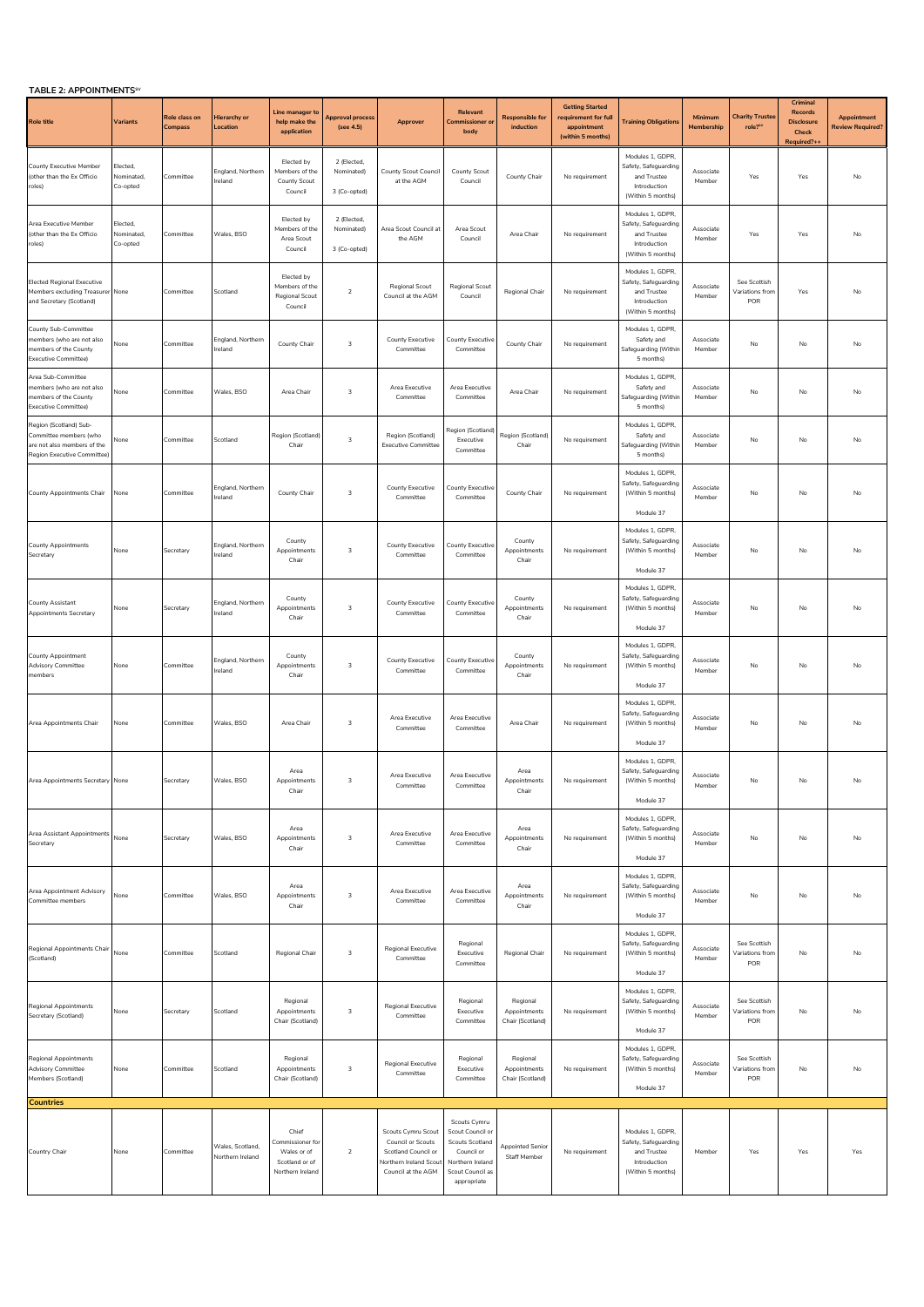**TABLE 2: APPOINTMENTS[xv]**

| Role title | Variants | Role class on Compass | Hierarchy or Location | Line manager to help make the application | Approval process (see 4.5) | Approver | Relevant Commissioner or body | Responsible for induction | Getting Started requirement for full appointment (within 5 months) | Training Obligations | Minimum Membership | Charity Trustee role?[xx] | Criminal Records Disclosure Check Required?++ | Appointment Review Required? |
|---|---|---|---|---|---|---|---|---|---|---|---|---|---|---|
| County Executive Member (other than the Ex Officio roles) | Elected, Nominated, Co-opted | Committee | England, Northern Ireland | Elected by Members of the County Scout Council | 2 (Elected, Nominated) 3 (Co-opted) | County Scout Council at the AGM | County Scout Council | County Chair | No requirement | Modules 1, GDPR, Safety, Safeguarding and Trustee Introduction (Within 5 months) | Associate Member | Yes | Yes | No |
| Area Executive Member (other than the Ex Officio roles) | Elected, Nominated, Co-opted | Committee | Wales, BSO | Elected by Members of the Area Scout Council | 2 (Elected, Nominated) 3 (Co-opted) | Area Scout Council at the AGM | Area Scout Council | Area Chair | No requirement | Modules 1, GDPR, Safety, Safeguarding and Trustee Introduction (Within 5 months) | Associate Member | Yes | Yes | No |
| Elected Regional Executive Members excluding Treasurer and Secretary (Scotland) | None | Committee | Scotland | Elected by Members of the Regional Scout Council | 2 | Regional Scout Council at the AGM | Regional Scout Council | Regional Chair | No requirement | Modules 1, GDPR, Safety, Safeguarding and Trustee Introduction (Within 5 months) | Associate Member | See Scottish Variations from POR | Yes | No |
| County Sub-Committee members (who are not also members of the County Executive Committee) | None | Committee | England, Northern Ireland | County Chair | 3 | County Executive Committee | County Executive Committee | County Chair | No requirement | Modules 1, GDPR, Safety and Safeguarding (Within 5 months) | Associate Member | No | No | No |
| Area Sub-Committee members (who are not also members of the County Executive Committee) | None | Committee | Wales, BSO | Area Chair | 3 | Area Executive Committee | Area Executive Committee | Area Chair | No requirement | Modules 1, GDPR, Safety and Safeguarding (Within 5 months) | Associate Member | No | No | No |
| Region (Scotland) Sub-Committee members (who are not also members of the Region Executive Committee) | None | Committee | Scotland | Region (Scotland) Chair | 3 | Region (Scotland) Executive Committee | Region (Scotland) Executive Committee | Region (Scotland) Chair | No requirement | Modules 1, GDPR, Safety and Safeguarding (Within 5 months) | Associate Member | No | No | No |
| County Appointments Chair | None | Committee | England, Northern Ireland | County Chair | 3 | County Executive Committee | County Executive Committee | County Chair | No requirement | Modules 1, GDPR, Safety, Safeguarding (Within 5 months) Module 37 | Associate Member | No | No | No |
| County Appointments Secretary | None | Secretary | England, Northern Ireland | County Appointments Chair | 3 | County Executive Committee | County Executive Committee | County Appointments Chair | No requirement | Modules 1, GDPR, Safety, Safeguarding (Within 5 months) Module 37 | Associate Member | No | No | No |
| County Assistant Appointments Secretary | None | Secretary | England, Northern Ireland | County Appointments Chair | 3 | County Executive Committee | County Executive Committee | County Appointments Chair | No requirement | Modules 1, GDPR, Safety, Safeguarding (Within 5 months) Module 37 | Associate Member | No | No | No |
| County Appointment Advisory Committee members | None | Committee | England, Northern Ireland | County Appointments Chair | 3 | County Executive Committee | County Executive Committee | County Appointments Chair | No requirement | Modules 1, GDPR, Safety, Safeguarding (Within 5 months) Module 37 | Associate Member | No | No | No |
| Area Appointments Chair | None | Committee | Wales, BSO | Area Chair | 3 | Area Executive Committee | Area Executive Committee | Area Chair | No requirement | Modules 1, GDPR, Safety, Safeguarding (Within 5 months) Module 37 | Associate Member | No | No | No |
| Area Appointments Secretary | None | Secretary | Wales, BSO | Area Appointments Chair | 3 | Area Executive Committee | Area Executive Committee | Area Appointments Chair | No requirement | Modules 1, GDPR, Safety, Safeguarding (Within 5 months) Module 37 | Associate Member | No | No | No |
| Area Assistant Appointments Secretary | None | Secretary | Wales, BSO | Area Appointments Chair | 3 | Area Executive Committee | Area Executive Committee | Area Appointments Chair | No requirement | Modules 1, GDPR, Safety, Safeguarding (Within 5 months) Module 37 | Associate Member | No | No | No |
| Area Appointment Advisory Committee members | None | Committee | Wales, BSO | Area Appointments Chair | 3 | Area Executive Committee | Area Executive Committee | Area Appointments Chair | No requirement | Modules 1, GDPR, Safety, Safeguarding (Within 5 months) Module 37 | Associate Member | No | No | No |
| Regional Appointments Chair (Scotland) | None | Committee | Scotland | Regional Chair | 3 | Regional Executive Committee | Regional Executive Committee | Regional Chair | No requirement | Modules 1, GDPR, Safety, Safeguarding (Within 5 months) Module 37 | Associate Member | See Scottish Variations from POR | No | No |
| Regional Appointments Secretary (Scotland) | None | Secretary | Scotland | Regional Appointments Chair (Scotland) | 3 | Regional Executive Committee | Regional Executive Committee | Regional Appointments Chair (Scotland) | No requirement | Modules 1, GDPR, Safety, Safeguarding (Within 5 months) Module 37 | Associate Member | See Scottish Variations from POR | No | No |
| Regional Appointments Advisory Committee Members (Scotland) | None | Committee | Scotland | Regional Appointments Chair (Scotland) | 3 | Regional Executive Committee | Regional Executive Committee | Regional Appointments Chair (Scotland) | No requirement | Modules 1, GDPR, Safety, Safeguarding (Within 5 months) Module 37 | Associate Member | See Scottish Variations from POR | No | No |
| **Countries** | | | | | | | | | | | | | | |
| Country Chair | None | Committee | Wales, Scotland, Northern Ireland | Chief Commissioner for Wales or of Scotland or of Northern Ireland | 2 | Scouts Cymru Scout Council or Scouts Scotland Council or Northern Ireland Scout Council at the AGM | Scouts Cymru Scout Council or Scouts Scotland Council or Northern Ireland Scout Council as appropriate | Appointed Senior Staff Member | No requirement | Modules 1, GDPR, Safety, Safeguarding and Trustee Introduction (Within 5 months) | Member | Yes | Yes | Yes |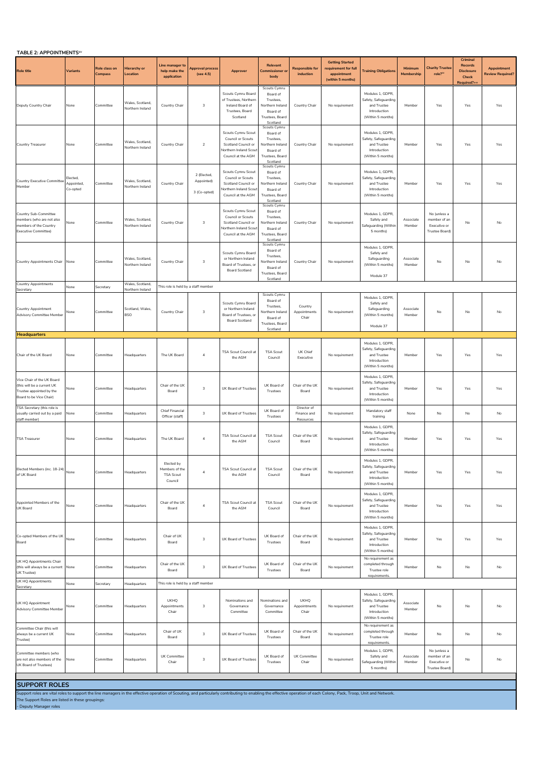**TABLE 2: APPOINTMENTS[xv]**

| Role title | Variants | Role class on Compass | Hierarchy or Location | Line manager to help make the application | Approval process (see 4.5) | Approver | Relevant Commissioner or body | Responsible for induction | Getting Started requirement for full appointment (within 5 months) | Training Obligations | Minimum Membership | Charity Trustee role?[xv] | Criminal Records Disclosure Check Required?++ | Appointment Review Required? |
|---|---|---|---|---|---|---|---|---|---|---|---|---|---|---|
| Deputy Country Chair | None | Committee | Wales, Scotland, Northern Ireland | Country Chair | 3 | Scouts Cymru Board of Trustees, Northern Ireland Board of Trustees, Board Scotland | Scouts Cymru Board of Trustees, Northern Ireland Board of Trustees, Board Scotland | Country Chair | No requirement | Modules 1, GDPR, Safety, Safeguarding and Trustee Introduction (Within 5 months) | Member | Yes | Yes | Yes |
| Country Treasurer | None | Committee | Wales, Scotland, Northern Ireland | Country Chair | 2 | Scouts Cymru Scout Council or Scouts Scotland Council or Northern Ireland Scout Council at the AGM | Scouts Cymru Board of Trustees, Northern Ireland Board of Trustees, Board Scotland | Country Chair | No requirement | Modules 1, GDPR, Safety, Safeguarding and Trustee Introduction (Within 5 months) | Member | Yes | Yes | Yes |
| Country Executive Committee Member | Elected, Appointed, Co-opted | Committee | Wales, Scotland, Northern Ireland | Country Chair | 2 (Elected, Appointed) 3 (Co-opted) | Scouts Cymru Scout Council or Scouts Scotland Council or Northern Ireland Scout Council at the AGM | Scouts Cymru Board of Trustees, Northern Ireland Board of Trustees, Board Scotland | Country Chair | No requirement | Modules 1, GDPR, Safety, Safeguarding and Trustee Introduction (Within 5 months) | Member | Yes | Yes | Yes |
| Country Sub-Committee members (who are not also members of the Country Executive Committee) | None | Committee | Wales, Scotland, Northern Ireland | Country Chair | 3 | Scouts Cymru Scout Council or Scouts Scotland Council or Northern Ireland Scout Council at the AGM | Scouts Cymru Board of Trustees, Northern Ireland Board of Trustees, Board Scotland | Country Chair | No requirement | Modules 1, GDPR, Safety and Safeguarding (Within 5 months) | Associate Member | No (unless a member of an Executive or Trustee Board) | No | No |
| Country Appointments Chair | None | Committee | Wales, Scotland, Northern Ireland | Country Chair | 3 | Scouts Cymru Board or Northern Ireland Board of Trustees, or Board Scotland | Scouts Cymru Board of Trustees, Northern Ireland Board of Trustees, Board Scotland | Country Chair | No requirement | Modules 1, GDPR, Safety and Safeguarding (Within 5 months) Module 37 | Associate Member | No | No | No |
| Country Appointments Secretary | None | Secretary | Wales, Scotland, Northern Ireland | This role is held by a staff member | | | | | | | | | | |
| Country Appointment Advisory Committee Member | None | Committee | Scotland, Wales, BSO | Country Chair | 3 | Scouts Cymru Board or Northern Ireland Board of Trustees, or Board Scotland | Scouts Cymru Board of Trustees, Northern Ireland Board of Trustees, Board Scotland | Country Appointments Chair | No requirement | Modules 1, GDPR, Safety and Safeguarding (Within 5 months) Module 37 | Associate Member | No | No | No |
| **Headquarters** | | | | | | | | | | | | | | |
| Chair of the UK Board | None | Committee | Headquarters | The UK Board | 4 | TSA Scout Council at the AGM | TSA Scout Council | UK Chief Executive | No requirement | Modules 1, GDPR, Safety, Safeguarding and Trustee Introduction (Within 5 months) | Member | Yes | Yes | Yes |
| Vice Chair of the UK Board (this will be a current UK Trustee appointed by the Board to be Vice Chair) | None | Committee | Headquarters | Chair of the UK Board | 3 | UK Board of Trustees | UK Board of Trustees | Chair of the UK Board | No requirement | Modules 1, GDPR, Safety, Safeguarding and Trustee Introduction (Within 5 months) | Member | Yes | Yes | Yes |
| TSA Secretary (this role is usually carried out by a paid staff member) | None | Committee | Headquarters | Chief Financial Officer (staff) | 3 | UK Board of Trustees | UK Board of Trustees | Director of Finance and Resources | No requirement | Mandatory staff training | None | No | No | No |
| TSA Treasurer | None | Committee | Headquarters | The UK Board | 4 | TSA Scout Council at the AGM | TSA Scout Council | Chair of the UK Board | No requirement | Modules 1, GDPR, Safety, Safeguarding and Trustee Introduction (Within 5 months) | Member | Yes | Yes | Yes |
| Elected Members (inc. 18-24) of UK Board | None | Committee | Headquarters | Elected by Members of the TSA Scout Council | 4 | TSA Scout Council at the AGM | TSA Scout Council | Chair of the UK Board | No requirement | Modules 1, GDPR, Safety, Safeguarding and Trustee Introduction (Within 5 months) | Member | Yes | Yes | Yes |
| Appointed Members of the UK Board | None | Committee | Headquarters | Chair of the UK Board | 4 | TSA Scout Council at the AGM | TSA Scout Council | Chair of the UK Board | No requirement | Modules 1, GDPR, Safety, Safeguarding and Trustee Introduction (Within 5 months) | Member | Yes | Yes | Yes |
| Co-opted Members of the UK Board | None | Committee | Headquarters | Chair of UK Board | 3 | UK Board of Trustees | UK Board of Trustees | Chair of the UK Board | No requirement | Modules 1, GDPR, Safety, Safeguarding and Trustee Introduction (Within 5 months) | Member | Yes | Yes | Yes |
| UK HQ Appointments Chair (this will always be a current UK Trustee) | None | Committee | Headquarters | Chair of the UK Board | 3 | UK Board of Trustees | UK Board of Trustees | Chair of the UK Board | No requirement | No requirement as completed through Trustee role requirements. | Member | No | No | No |
| UK HQ Appointments Secretary | None | Secretary | Headquarters | This role is held by a staff member | | | | | | | | | | |
| UK HQ Appointment Advisory Committee Member | None | Committee | Headquarters | UKHQ Appointments Chair | 3 | Nominations and Governance Committee | Nominations and Governance Committee | UKHQ Appointments Chair | No requirement | Modules 1, GDPR, Safety, Safeguarding and Trustee Introduction (Within 5 months) | Associate Member | No | No | No |
| Committee Chair (this will always be a current UK Trustee) | None | Committee | Headquarters | Chair of UK Board | 3 | UK Board of Trustees | UK Board of Trustees | Chair of the UK Board | No requirement | No requirement as completed through Trustee role requirements. | Member | No | No | No |
| Committee members (who are not also members of the UK Board of Trustees) | None | Committee | Headquarters | UK Committee Chair | 3 | UK Board of Trustees | UK Board of Trustees | UK Committee Chair | No requirement | Modules 1, GDPR, Safety and Safeguarding (Within 5 months) | Associate Member | No (unless a member of an Executive or Trustee Board) | No | No |

## SUPPORT ROLES

Support roles are vital roles to support the line managers in the effective operation of Scouting, and particularly contributing to enabling the effective operation of each Colony, Pack, Troop, Unit and Network.

The Support Roles are listed in these groupings:

- Deputy Manager roles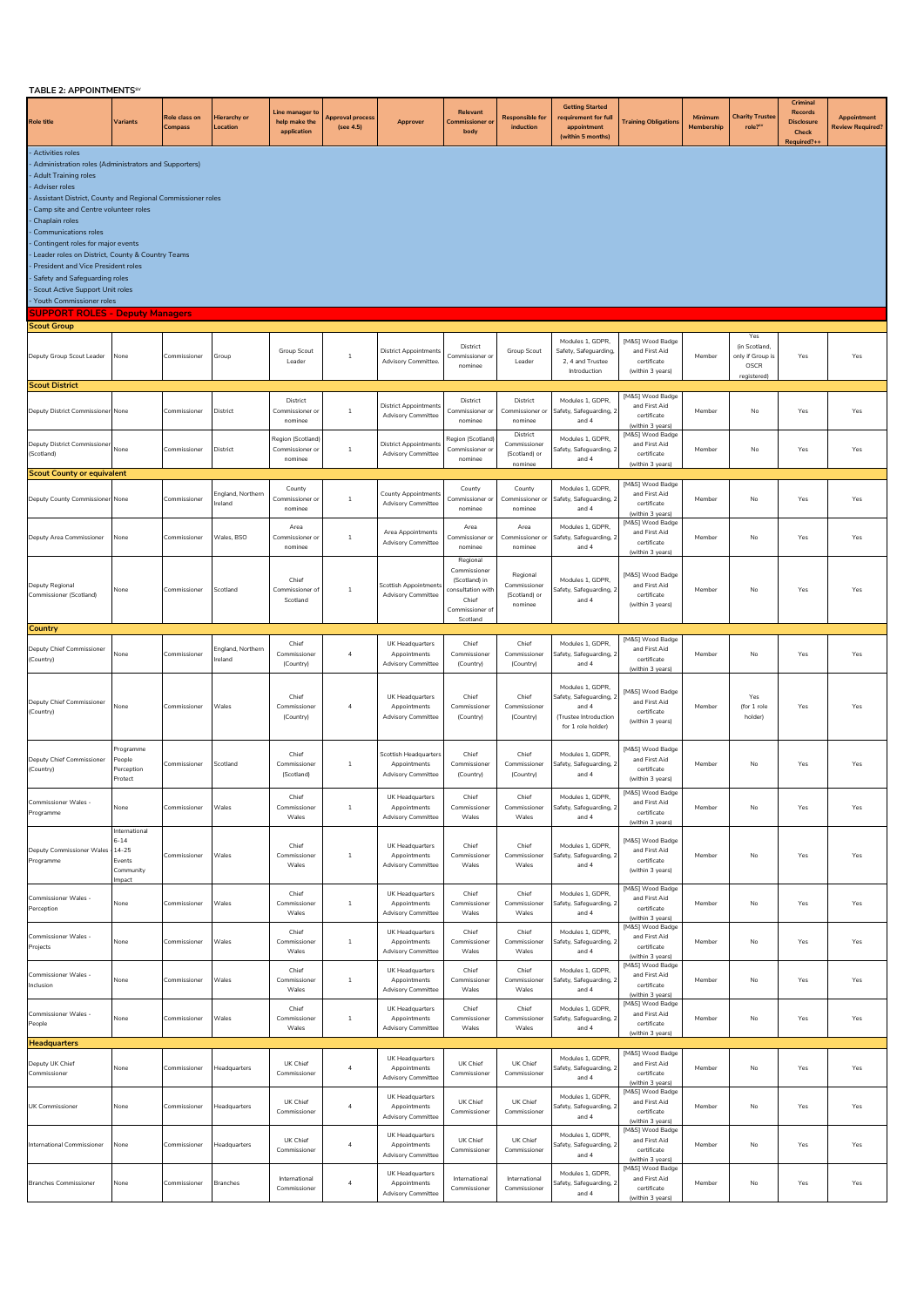**TABLE 2: APPOINTMENTS**[xv]

| Role title | Variants | Role class on Compass | Hierarchy or Location | Line manager to help make the application | Approval process (see 4.5) | Approver | Relevant Commissioner or body | Responsible for induction | Getting Started requirement for full appointment (within 5 months) | Training Obligations | Minimum Membership | Charity Trustee role?[xx] | Criminal Records Disclosure Check Required?++ | Appointment Review Required? |
|---|---|---|---|---|---|---|---|---|---|---|---|---|---|---|
| - Activities roles<br>- Administration roles (Administrators and Supporters)<br>- Adult Training roles<br>- Adviser roles<br>- Assistant District, County and Regional Commissioner roles<br>- Camp site and Centre volunteer roles<br>- Chaplain roles<br>- Communications roles<br>- Contingent roles for major events<br>- Leader roles on District, County & Country Teams<br>- President and Vice President roles<br>- Safety and Safeguarding roles<br>- Scout Active Support Unit roles<br>- Youth Commissioner roles | | | | | | | | | | | | | | |
| **SUPPORT ROLES - Deputy Managers** | | | | | | | | | | | | | | |
| **Scout Group** | | | | | | | | | | | | | | |
| Deputy Group Scout Leader | None | Commissioner | Group | Group Scout Leader | 1 | District Appointments Advisory Committee | District Commissioner or nominee | Group Scout Leader | Modules 1, GDPR, Safety, Safeguarding, 2, 4 and Trustee Introduction | [M&S] Wood Badge and First Aid certificate (within 3 years) | Member | Yes (in Scotland, only if Group is OSCR registered) | Yes | Yes |
| **Scout District** | | | | | | | | | | | | | | |
| Deputy District Commissioner | None | Commissioner | District | District Commissioner or nominee | 1 | District Appointments Advisory Committee | District Commissioner or nominee | District Commissioner or nominee | Modules 1, GDPR, Safety, Safeguarding, 2 and 4 | [M&S] Wood Badge and First Aid certificate (within 3 years) | Member | No | Yes | Yes |
| Deputy District Commissioner (Scotland) | None | Commissioner | District | Region (Scotland) Commissioner or nominee | 1 | District Appointments Advisory Committee | Region (Scotland) Commissioner or nominee | District Commissioner (Scotland) or nominee | Modules 1, GDPR, Safety, Safeguarding, 2 and 4 | [M&S] Wood Badge and First Aid certificate (within 3 years) | Member | No | Yes | Yes |
| **Scout County or equivalent** | | | | | | | | | | | | | | |
| Deputy County Commissioner | None | Commissioner | England, Northern Ireland | County Commissioner or nominee | 1 | County Appointments Advisory Committee | County Commissioner or nominee | County Commissioner or nominee | Modules 1, GDPR, Safety, Safeguarding, 2 and 4 | [M&S] Wood Badge and First Aid certificate (within 3 years) | Member | No | Yes | Yes |
| Deputy Area Commissioner | None | Commissioner | Wales, BSO | Area Commissioner or nominee | 1 | Area Appointments Advisory Committee | Area Commissioner or nominee | Area Commissioner or nominee | Modules 1, GDPR, Safety, Safeguarding, 2 and 4 | [M&S] Wood Badge and First Aid certificate (within 3 years) | Member | No | Yes | Yes |
| Deputy Regional Commissioner (Scotland) | None | Commissioner | Scotland | Chief Commissioner of Scotland | 1 | Scottish Appointments Advisory Committee | Regional Commissioner (Scotland) in consultation with Chief Commissioner of Scotland | Regional Commissioner (Scotland) or nominee | Modules 1, GDPR, Safety, Safeguarding, 2 and 4 | [M&S] Wood Badge and First Aid certificate (within 3 years) | Member | No | Yes | Yes |
| **Country** | | | | | | | | | | | | | | |
| Deputy Chief Commissioner (Country) | None | Commissioner | England, Northern Ireland | Chief Commissioner (Country) | 4 | UK Headquarters Appointments Advisory Committee | Chief Commissioner (Country) | Chief Commissioner (Country) | Modules 1, GDPR, Safety, Safeguarding, 2 and 4 | [M&S] Wood Badge and First Aid certificate (within 3 years) | Member | No | Yes | Yes |
| Deputy Chief Commissioner (Country) | None | Commissioner | Wales | Chief Commissioner (Country) | 4 | UK Headquarters Appointments Advisory Committee | Chief Commissioner (Country) | Chief Commissioner (Country) | Modules 1, GDPR, Safety, Safeguarding, 2 and 4 (Trustee Introduction for 1 role holder) | [M&S] Wood Badge and First Aid certificate (within 3 years) | Member | Yes (for 1 role holder) | Yes | Yes |
| Deputy Chief Commissioner (Country) | Programme<br>People<br>Perception<br>Protect | Commissioner | Scotland | Chief Commissioner (Scotland) | 1 | Scottish Headquarters Appointments Advisory Committee | Chief Commissioner (Country) | Chief Commissioner (Country) | Modules 1, GDPR, Safety, Safeguarding, 2 and 4 | [M&S] Wood Badge and First Aid certificate (within 3 years) | Member | No | Yes | Yes |
| Commissioner Wales - Programme | None | Commissioner | Wales | Chief Commissioner Wales | 1 | UK Headquarters Appointments Advisory Committee | Chief Commissioner Wales | Chief Commissioner Wales | Modules 1, GDPR, Safety, Safeguarding, 2 and 4 | [M&S] Wood Badge and First Aid certificate (within 3 years) | Member | No | Yes | Yes |
| Deputy Commissioner Wales - Programme | International<br>6-14<br>14-25<br>Events<br>Community Impact | Commissioner | Wales | Chief Commissioner Wales | 1 | UK Headquarters Appointments Advisory Committee | Chief Commissioner Wales | Chief Commissioner Wales | Modules 1, GDPR, Safety, Safeguarding, 2 and 4 | [M&S] Wood Badge and First Aid certificate (within 3 years) | Member | No | Yes | Yes |
| Commissioner Wales - Perception | None | Commissioner | Wales | Chief Commissioner Wales | 1 | UK Headquarters Appointments Advisory Committee | Chief Commissioner Wales | Chief Commissioner Wales | Modules 1, GDPR, Safety, Safeguarding, 2 and 4 | [M&S] Wood Badge and First Aid certificate (within 3 years) | Member | No | Yes | Yes |
| Commissioner Wales - Projects | None | Commissioner | Wales | Chief Commissioner Wales | 1 | UK Headquarters Appointments Advisory Committee | Chief Commissioner Wales | Chief Commissioner Wales | Modules 1, GDPR, Safety, Safeguarding, 2 and 4 | [M&S] Wood Badge and First Aid certificate (within 3 years) | Member | No | Yes | Yes |
| Commissioner Wales - Inclusion | None | Commissioner | Wales | Chief Commissioner Wales | 1 | UK Headquarters Appointments Advisory Committee | Chief Commissioner Wales | Chief Commissioner Wales | Modules 1, GDPR, Safety, Safeguarding, 2 and 4 | [M&S] Wood Badge and First Aid certificate (within 3 years) | Member | No | Yes | Yes |
| Commissioner Wales - People | None | Commissioner | Wales | Chief Commissioner Wales | 1 | UK Headquarters Appointments Advisory Committee | Chief Commissioner Wales | Chief Commissioner Wales | Modules 1, GDPR, Safety, Safeguarding, 2 and 4 | [M&S] Wood Badge and First Aid certificate (within 3 years) | Member | No | Yes | Yes |
| **Headquarters** | | | | | | | | | | | | | | |
| Deputy UK Chief Commissioner | None | Commissioner | Headquarters | UK Chief Commissioner | 4 | UK Headquarters Appointments Advisory Committee | UK Chief Commissioner | UK Chief Commissioner | Modules 1, GDPR, Safety, Safeguarding, 2 and 4 | [M&S] Wood Badge and First Aid certificate (within 3 years) | Member | No | Yes | Yes |
| UK Commissioner | None | Commissioner | Headquarters | UK Chief Commissioner | 4 | UK Headquarters Appointments Advisory Committee | UK Chief Commissioner | UK Chief Commissioner | Modules 1, GDPR, Safety, Safeguarding, 2 and 4 | [M&S] Wood Badge and First Aid certificate (within 3 years) | Member | No | Yes | Yes |
| International Commissioner | None | Commissioner | Headquarters | UK Chief Commissioner | 4 | UK Headquarters Appointments Advisory Committee | UK Chief Commissioner | UK Chief Commissioner | Modules 1, GDPR, Safety, Safeguarding, 2 and 4 | [M&S] Wood Badge and First Aid certificate (within 3 years) | Member | No | Yes | Yes |
| Branches Commissioner | None | Commissioner | Branches | International Commissioner | 4 | UK Headquarters Appointments Advisory Committee | International Commissioner | International Commissioner | Modules 1, GDPR, Safety, Safeguarding, 2 and 4 | [M&S] Wood Badge and First Aid certificate (within 3 years) | Member | No | Yes | Yes |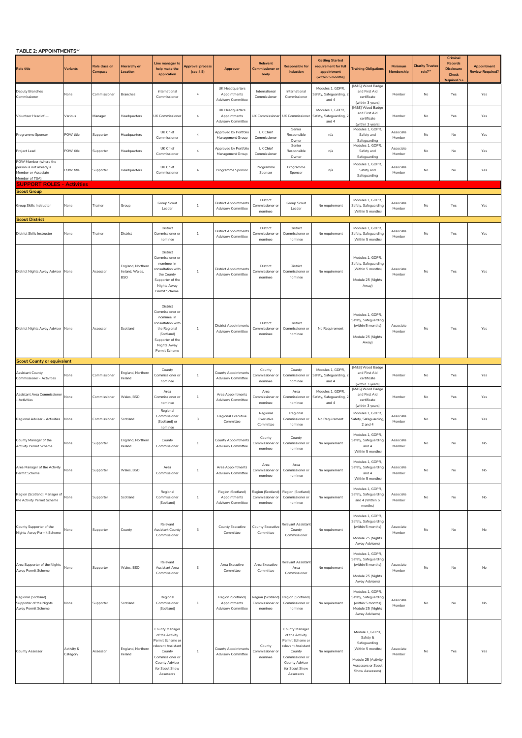**TABLE 2: APPOINTMENTS[xv]**

| Role title | Variants | Role class on Compass | Hierarchy or Location | Line manager to help make the application | Approval process (see 4.5) | Approver | Relevant Commissioner or body | Responsible for induction | Getting Started requirement for full appointment (within 5 months) | Training Obligations | Minimum Membership | Charity Trustee role?[xx] | Criminal Records Disclosure Check Required?++ | Appointment Review Required? |
|---|---|---|---|---|---|---|---|---|---|---|---|---|---|---|
| Deputy Branches Commissioner | None | Commissioner | Branches | International Commissioner | 4 | UK Headquarters Appointments Advisory Committee | International Commissioner | International Commissioner | Modules 1, GDPR, Safety, Safeguarding, 2 and 4 | [M&S] Wood Badge and First Aid certificate (within 3 years) | Member | No | Yes | Yes |
| Volunteer Head of .... | Various | Manager | Headquarters | UK Commissioner | 4 | UK Headquarters Appointments Advisory Committee | UK Commissioner | UK Commissioner | Modules 1, GDPR, Safety, Safeguarding, 2 and 4 | [M&S] Wood Badge and First Aid certificate (within 3 years) | Member | No | Yes | Yes |
| Programme Sponsor | POW title | Supporter | Headquarters | UK Chief Commissioner | 4 | Approved by Portfolio Management Group | UK Chief Commissioner | Senior Responsible Owner | n/a | Modules 1, GDPR, Safety and Safeguarding | Associate Member | No | No | Yes |
| Project Lead | POW title | Supporter | Headquarters | UK Chief Commissioner | 4 | Approved by Portfolio Management Group | UK Chief Commissioner | Senior Responsible Owner | n/a | Modules 1, GDPR, Safety and Safeguarding | Associate Member | No | No | Yes |
| POW Member (where the person is not already a Member or Associate Member of TSA) | POW title | Supporter | Headquarters | UK Chief Commissioner | 4 | Programme Sponsor | Programme Sponsor | Programme Sponsor | n/a | Modules 1, GDPR, Safety and Safeguarding | Associate Member | No | No | Yes |
| **SUPPORT ROLES - Activities** | | | | | | | | | | | | | | |
| **Scout Group** | | | | | | | | | | | | | | |
| Group Skills Instructor | None | Trainer | Group | Group Scout Leader | 1 | District Appointments Advisory Committee | District Commissioner or nominee | Group Scout Leader | No requirement | Modules 1, GDPR, Safety, Safeguarding (Within 5 months) | Associate Member | No | Yes | Yes |
| **Scout District** | | | | | | | | | | | | | | |
| District Skills Instructor | None | Trainer | District | District Commissioner or nominee | 1 | District Appointments Advisory Committee | District Commissioner or nominee | District Commissioner or nominee | No requirement | Modules 1, GDPR, Safety, Safeguarding (Within 5 months) | Associate Member | No | Yes | Yes |
| District Nights Away Adviser | None | Assessor | England, Northern Ireland, Wales, BSO | District Commissioner or nominee, in consultation with the County Supporter of the Nights Away Permit Scheme. | 1 | District Appointments Advisory Committee | District Commissioner or nominee | District Commissioner or nominee | No requirement | Modules 1, GDPR, Safety, Safeguarding (Within 5 months) Module 25 (Nights Away) | Associate Member | No | Yes | Yes |
| District Nights Away Adviser | None | Assessor | Scotland | District Commissioner or nominee, in consultation with the Regional (Scotland) Supporter of the Nights Away Permit Scheme | 1 | District Appointments Advisory Committee | District Commissioner or nominee | District Commissioner or nominee | No Requirement | Modules 1, GDPR, Safety, Safeguarding (within 5 months) Module 25 (Nights Away) | Associate Member | No | Yes | Yes |
| **Scout County or equivalent** | | | | | | | | | | | | | | |
| Assistant County Commissioner - Activities | None | Commissioner | England, Northern Ireland | County Commissioner or nominee | 1 | County Appointments Advisory Committee | County Commissioner or nominee | County Commissioner or nominee | Modules 1, GDPR, Safety, Safeguarding, 2 and 4 | [M&S] Wood Badge and First Aid certificate (within 3 years) | Member | No | Yes | Yes |
| Assistant Area Commissioner - Activities | None | Commissioner | Wales, BSO | Area Commissioner or nominee | 1 | Area Appointments Advisory Committee | Area Commissioner or nominee | Area Commissioner or nominee | Modules 1, GDPR, Safety, Safeguarding, 2 and 4 | [M&S] Wood Badge and First Aid certificate (within 3 years) | Member | No | Yes | Yes |
| Regional Adviser - Activities | None | Commissioner | Scotland | Regional Commissioner (Scotland) or nominee | 3 | Regional Executive Committee | Regional Executive Committee | Regional Commissioner or nominee | No Requirement | Modules 1, GDPR, Safety, Safeguarding, 2 and 4 | Associate Member | No | Yes | Yes |
| County Manager of the Activity Permit Scheme | None | Supporter | England, Northern Ireland | County Commissioner | 1 | County Appointments Advisory Committee | County Commissioner or nominee | County Commissioner or nominee | No requirement | Modules 1, GDPR, Safety, Safeguarding and 4 (Within 5 months) | Associate Member | No | No | No |
| Area Manager of the Activity Permit Scheme | None | Supporter | Wales, BSO | Area Commissioner | 1 | Area Appointments Advisory Committee | Area Commissioner or nominee | Area Commissioner or nominee | No requirement | Modules 1, GDPR, Safety, Safeguarding and 4 (Within 5 months) | Associate Member | No | No | No |
| Region (Scotland) Manager of the Activity Permit Scheme | None | Supporter | Scotland | Regional Commissioner (Scotland) | 1 | Region (Scotland) Appointments Advisory Committee | Region (Scotland) Commissioner or nominee | Region (Scotland) Commissioner or nominee | No requirement | Modules 1, GDPR, Safety, Safeguarding and 4 (Within 5 months) | Associate Member | No | No | No |
| County Supporter of the Nights Away Permit Scheme | None | Supporter | County | Relevant Assistant County Commissioner | 3 | County Executive Committee | County Executive Committee | Relevant Assistant County Commissioner | No requirement | Modules 1, GDPR, Safety, Safeguarding (within 5 months) Module 25 (Nights Away Advisers) | Associate Member | No | No | No |
| Area Supporter of the Nights Away Permit Scheme | None | Supporter | Wales, BSO | Relevant Assistant Area Commissioner | 3 | Area Executive Committee | Area Executive Committee | Relevant Assistant Area Commissioner | No requirement | Modules 1, GDPR, Safety, Safeguarding (within 5 months) Module 25 (Nights Away Advisers) | Associate Member | No | No | No |
| Regional (Scotland) Supporter of the Nights Away Permit Scheme | None | Supporter | Scotland | Regional Commissioner (Scotland) | 1 | Region (Scotland) Appointments Advisory Committee | Region (Scotland) Commissioner or nominee | Region (Scotland) Commissioner or nominee | No requirement | Modules 1, GDPR, Safety, Safeguarding (within 5 months) Module 25 (Nights Away Advisers) | Associate Member | No | No | No |
| County Assessor | Activity & Category | Assessor | England, Northern Ireland | County Manager of the Activity Permit Scheme or relevant Assistant County Commissioner or County Adviser for Scout Show Assessors | 1 | County Appointments Advisory Committee | County Commissioner or nominee | County Manager of the Activity Permit Scheme or relevant Assistant County Commissioner or County Adviser for Scout Show Assessors | No requirement | Module 1, GDPR, Safety & Safeguarding (Within 5 months) Module 25 (Activity Assessors or Scout Show Assessors) | Associate Member | No | Yes | Yes |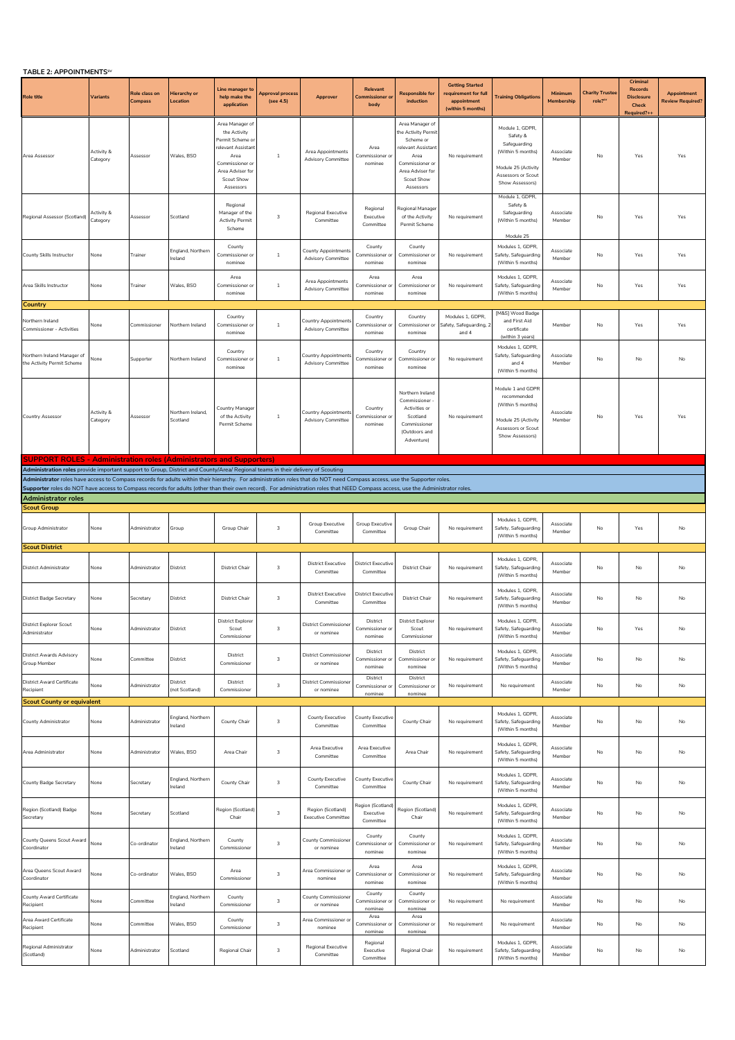**TABLE 2: APPOINTMENTS[xv]**

| Role title | Variants | Role class on Compass | Hierarchy or Location | Line manager to help make the application | Approval process (see 4.5) | Approver | Relevant Commissioner or body | Responsible for induction | Getting Started requirement for full appointment (within 5 months) | Training Obligations | Minimum Membership | Charity Trustee role?[xx] | Criminal Records Disclosure Check Required?++ | Appointment Review Required? |
|---|---|---|---|---|---|---|---|---|---|---|---|---|---|---|
| Area Assessor | Activity & Category | Assessor | Wales, BSO | Area Manager of the Activity Permit Scheme or relevant Assistant Area Commissioner or Area Adviser for Scout Show Assessors | 1 | Area Appointments Advisory Committee | Area Commissioner or nominee | Area Manager of the Activity Permit Scheme or relevant Assistant Area Commissioner or Area Adviser for Scout Show Assessors | No requirement | Module 1, GDPR, Safety & Safeguarding (Within 5 months) Module 25 (Activity Assessors or Scout Show Assessors) | Associate Member | No | Yes | Yes |
| Regional Assessor (Scotland) | Activity & Category | Assessor | Scotland | Regional Manager of the Activity Permit Scheme | 3 | Regional Executive Committee | Regional Executive Committee | Regional Manager of the Activity Permit Scheme | No requirement | Module 1, GDPR, Safety & Safeguarding (Within 5 months) Module 25 | Associate Member | No | Yes | Yes |
| County Skills Instructor | None | Trainer | England, Northern Ireland | County Commissioner or nominee | 1 | County Appointments Advisory Committee | County Commissioner or nominee | County Commissioner or nominee | No requirement | Modules 1, GDPR, Safety, Safeguarding (Within 5 months) | Associate Member | No | Yes | Yes |
| Area Skills Instructor | None | Trainer | Wales, BSO | Area Commissioner or nominee | 1 | Area Appointments Advisory Committee | Area Commissioner or nominee | Area Commissioner or nominee | No requirement | Modules 1, GDPR, Safety, Safeguarding (Within 5 months) | Associate Member | No | Yes | Yes |
| **Country** | | | | | | | | | | | | | | |
| Northern Ireland Commissioner - Activities | None | Commissioner | Northern Ireland | Country Commissioner or nominee | 1 | Country Appointments Advisory Committee | Country Commissioner or nominee | Country Commissioner or nominee | Modules 1, GDPR, Safety, Safeguarding, 2 and 4 | [M&S] Wood Badge and First Aid certificate (within 3 years) | Member | No | Yes | Yes |
| Northern Ireland Manager of the Activity Permit Scheme | None | Supporter | Northern Ireland | Country Commissioner or nominee | 1 | Country Appointments Advisory Committee | Country Commissioner or nominee | Country Commissioner or nominee | No requirement | Modules 1, GDPR, Safety, Safeguarding and 4 (Within 5 months) | Associate Member | No | No | No |
| Country Assessor | Activity & Category | Assessor | Northern Ireland, Scotland | Country Manager of the Activity Permit Scheme | 1 | Country Appointments Advisory Committee | Country Commissioner or nominee | Northern Ireland Commissioner - Activities or Scotland Commissioner (Outdoors and Adventure) | No requirement | Module 1 and GDPR recommended (Within 5 months) Module 25 (Activity Assessors or Scout Show Assessors) | Associate Member | No | Yes | Yes |
| **SUPPORT ROLES - Administration roles (Administrators and Supporters)** | | | | | | | | | | | | | | |
| **Administration roles** provide important support to Group, District and County/Area/ Regional teams in their delivery of Scouting | | | | | | | | | | | | | | |
| **Administrator** roles have access to Compass records for adults within their hierarchy. For administration roles that do NOT need Compass access, use the Supporter roles. **Supporter** roles do NOT have access to Compass records for adults (other than their own record). For administration roles that NEED Compass access, use the Administrator roles. | | | | | | | | | | | | | | |
| **Administrator roles** | | | | | | | | | | | | | | |
| **Scout Group** | | | | | | | | | | | | | | |
| Group Administrator | None | Administrator | Group | Group Chair | 3 | Group Executive Committee | Group Executive Committee | Group Chair | No requirement | Modules 1, GDPR, Safety, Safeguarding (Within 5 months) | Associate Member | No | Yes | No |
| **Scout District** | | | | | | | | | | | | | | |
| District Administrator | None | Administrator | District | District Chair | 3 | District Executive Committee | District Executive Committee | District Chair | No requirement | Modules 1, GDPR, Safety, Safeguarding (Within 5 months) | Associate Member | No | No | No |
| District Badge Secretary | None | Secretary | District | District Chair | 3 | District Executive Committee | District Executive Committee | District Chair | No requirement | Modules 1, GDPR, Safety, Safeguarding (Within 5 months) | Associate Member | No | No | No |
| District Explorer Scout Administrator | None | Administrator | District | District Explorer Scout Commissioner | 3 | District Commissioner or nominee | District Commissioner or nominee | District Explorer Scout Commissioner | No requirement | Modules 1, GDPR, Safety, Safeguarding (Within 5 months) | Associate Member | No | Yes | No |
| District Awards Advisory Group Member | None | Committee | District | District Commissioner | 3 | District Commissioner or nominee | District Commissioner or nominee | District Commissioner or nominee | No requirement | Modules 1, GDPR, Safety, Safeguarding (Within 5 months) | Associate Member | No | No | No |
| District Award Certificate Recipient | None | Administrator | District (not Scotland) | District Commissioner | 3 | District Commissioner or nominee | District Commissioner or nominee | District Commissioner or nominee | No requirement | No requirement | Associate Member | No | No | No |
| **Scout County or equivalent** | | | | | | | | | | | | | | |
| County Administrator | None | Administrator | England, Northern Ireland | County Chair | 3 | County Executive Committee | County Executive Committee | County Chair | No requirement | Modules 1, GDPR, Safety, Safeguarding (Within 5 months) | Associate Member | No | No | No |
| Area Administrator | None | Administrator | Wales, BSO | Area Chair | 3 | Area Executive Committee | Area Executive Committee | Area Chair | No requirement | Modules 1, GDPR, Safety, Safeguarding (Within 5 months) | Associate Member | No | No | No |
| County Badge Secretary | None | Secretary | England, Northern Ireland | County Chair | 3 | County Executive Committee | County Executive Committee | County Chair | No requirement | Modules 1, GDPR, Safety, Safeguarding (Within 5 months) | Associate Member | No | No | No |
| Region (Scotland) Badge Secretary | None | Secretary | Scotland | Region (Scotland) Chair | 3 | Region (Scotland) Executive Committee | Region (Scotland) Executive Committee | Region (Scotland) Chair | No requirement | Modules 1, GDPR, Safety, Safeguarding (Within 5 months) | Associate Member | No | No | No |
| County Queens Scout Award Coordinator | None | Co-ordinator | England, Northern Ireland | County Commissioner | 3 | County Commissioner or nominee | County Commissioner or nominee | County Commissioner or nominee | No requirement | Modules 1, GDPR, Safety, Safeguarding (Within 5 months) | Associate Member | No | No | No |
| Area Queens Scout Award Coordinator | None | Co-ordinator | Wales, BSO | Area Commissioner | 3 | Area Commissioner or nominee | Area Commissioner or nominee | Area Commissioner or nominee | No requirement | Modules 1, GDPR, Safety, Safeguarding (Within 5 months) | Associate Member | No | No | No |
| County Award Certificate Recipient | None | Committee | England, Northern Ireland | County Commissioner | 3 | County Commissioner or nominee | County Commissioner or nominee | County Commissioner or nominee | No requirement | No requirement | Associate Member | No | No | No |
| Area Award Certificate Recipient | None | Committee | Wales, BSO | County Commissioner | 3 | Area Commissioner or nominee | Area Commissioner or nominee | Area Commissioner or nominee | No requirement | No requirement | Associate Member | No | No | No |
| Regional Administrator (Scotland) | None | Administrator | Scotland | Regional Chair | 3 | Regional Executive Committee | Regional Executive Committee | Regional Chair | No requirement | Modules 1, GDPR, Safety, Safeguarding (Within 5 months) | Associate Member | No | No | No |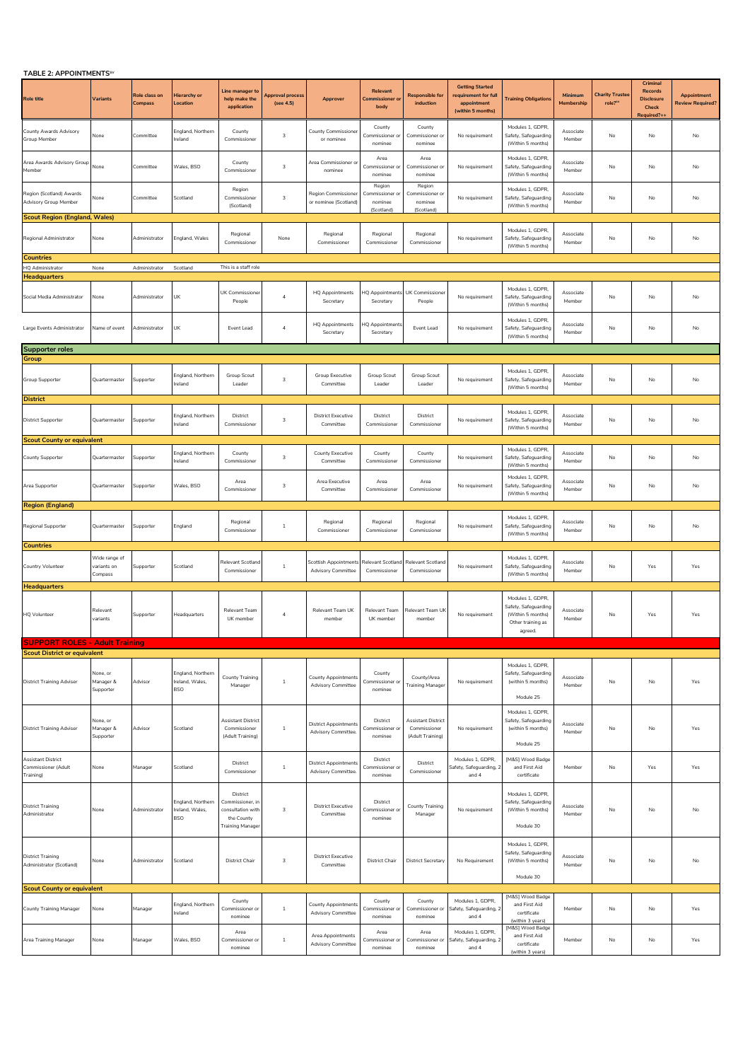**TABLE 2: APPOINTMENTS**[xv]

| Role title | Variants | Role class on Compass | Hierarchy or Location | Line manager to help make the application | Approval process (see 4.5) | Approver | Relevant Commissioner or body | Responsible for induction | Getting Started requirement for full appointment (within 5 months) | Training Obligations | Minimum Membership | Charity Trustee role?[xx] | Criminal Records Disclosure Check Required?++ | Appointment Review Required? |
|---|---|---|---|---|---|---|---|---|---|---|---|---|---|---|
| County Awards Advisory Group Member | None | Committee | England, Northern Ireland | County Commissioner | 3 | County Commissioner or nominee | County Commissioner or nominee | County Commissioner or nominee | No requirement | Modules 1, GDPR, Safety, Safeguarding (Within 5 months) | Associate Member | No | No | No |
| Area Awards Advisory Group Member | None | Committee | Wales, BSO | County Commissioner | 3 | Area Commissioner or nominee | Area Commissioner or nominee | Area Commissioner or nominee | No requirement | Modules 1, GDPR, Safety, Safeguarding (Within 5 months) | Associate Member | No | No | No |
| Region (Scotland) Awards Advisory Group Member | None | Committee | Scotland | Region Commissioner (Scotland) | 3 | Region Commissioner or nominee (Scotland) | Region Commissioner or nominee (Scotland) | Region Commissioner or nominee (Scotland) | No requirement | Modules 1, GDPR, Safety, Safeguarding (Within 5 months) | Associate Member | No | No | No |
| **Scout Region (England, Wales)** | | | | | | | | | | | | | | |
| Regional Administrator | None | Administrator | England, Wales | Regional Commissioner | None | Regional Commissioner | Regional Commissioner | Regional Commissioner | No requirement | Modules 1, GDPR, Safety, Safeguarding (Within 5 months) | Associate Member | No | No | No |
| **Countries** | | | | | | | | | | | | | | |
| HQ Administrator | None | Administrator | Scotland | This is a staff role | | | | | | | | | | |
| **Headquarters** | | | | | | | | | | | | | | |
| Social Media Administrator | None | Administrator | UK | UK Commissioner People | 4 | HQ Appointments Secretary | HQ Appointments Secretary | UK Commissioner People | No requirement | Modules 1, GDPR, Safety, Safeguarding (Within 5 months) | Associate Member | No | No | No |
| Large Events Administrator | Name of event | Administrator | UK | Event Lead | 4 | HQ Appointments Secretary | HQ Appointments Secretary | Event Lead | No requirement | Modules 1, GDPR, Safety, Safeguarding (Within 5 months) | Associate Member | No | No | No |
| **Supporter roles** | | | | | | | | | | | | | | |
| **Group** | | | | | | | | | | | | | | |
| Group Supporter | Quartermaster | Supporter | England, Northern Ireland | Group Scout Leader | 3 | Group Executive Committee | Group Scout Leader | Group Scout Leader | No requirement | Modules 1, GDPR, Safety, Safeguarding (Within 5 months) | Associate Member | No | No | No |
| **District** | | | | | | | | | | | | | | |
| District Supporter | Quartermaster | Supporter | England, Northern Ireland | District Commissioner | 3 | District Executive Committee | District Commissioner | District Commissioner | No requirement | Modules 1, GDPR, Safety, Safeguarding (Within 5 months) | Associate Member | No | No | No |
| **Scout County or equivalent** | | | | | | | | | | | | | | |
| County Supporter | Quartermaster | Supporter | England, Northern Ireland | County Commissioner | 3 | County Executive Committee | County Commissioner | County Commissioner | No requirement | Modules 1, GDPR, Safety, Safeguarding (Within 5 months) | Associate Member | No | No | No |
| Area Supporter | Quartermaster | Supporter | Wales, BSO | Area Commissioner | 3 | Area Executive Committee | Area Commissioner | Area Commissioner | No requirement | Modules 1, GDPR, Safety, Safeguarding (Within 5 months) | Associate Member | No | No | No |
| **Region (England)** | | | | | | | | | | | | | | |
| Regional Supporter | Quartermaster | Supporter | England | Regional Commissioner | 1 | Regional Commissioner | Regional Commissioner | Regional Commissioner | No requirement | Modules 1, GDPR, Safety, Safeguarding (Within 5 months) | Associate Member | No | No | No |
| **Countries** | | | | | | | | | | | | | | |
| Country Volunteer | Wide range of variants on Compass | Supporter | Scotland | Relevant Scotland Commissioner | 1 | Scottish Appointments Advisory Committee | Relevant Scotland Commissioner | Relevant Scotland Commissioner | No requirement | Modules 1, GDPR, Safety, Safeguarding (Within 5 months) | Associate Member | No | Yes | Yes |
| **Headquarters** | | | | | | | | | | | | | | |
| HQ Volunteer | Relevant variants | Supporter | Headquarters | Relevant Team UK member | 4 | Relevant Team UK member | Relevant Team UK member | Relevant Team UK member | No requirement | Modules 1, GDPR, Safety, Safeguarding (Within 5 months) Other training as agreed. | Associate Member | No | Yes | Yes |
| **SUPPORT ROLES - Adult Training** | | | | | | | | | | | | | | |
| **Scout District or equivalent** | | | | | | | | | | | | | | |
| District Training Adviser | None, or Manager & Supporter | Advisor | England, Northern Ireland, Wales, BSO | County Training Manager | 1 | County Appointments Advisory Committee | County Commissioner or nominee | County/Area Training Manager | No requirement | Modules 1, GDPR, Safety, Safeguarding (within 5 months) Module 25 | Associate Member | No | No | Yes |
| District Training Adviser | None, or Manager & Supporter | Advisor | Scotland | Assistant District Commissioner (Adult Training) | 1 | District Appointments Advisory Committee. | District Commissioner or nominee | Assistant District Commissioner (Adult Training) | No requirement | Modules 1, GDPR, Safety, Safeguarding (within 5 months) Module 25 | Associate Member | No | No | Yes |
| Assistant District Commissioner (Adult Training) | None | Manager | Scotland | District Commissioner | 1 | District Appointments Advisory Committee. | District Commissioner or nominee | District Commissioner | Modules 1, GDPR, Safety, Safeguarding, 2 and 4 | [M&S] Wood Badge and First Aid certificate | Member | No | Yes | Yes |
| District Training Administrator | None | Administrator | England, Northern Ireland, Wales, BSO | District Commissioner, in consultation with the County Training Manager | 3 | District Executive Committee | District Commissioner or nominee | County Training Manager | No requirement | Modules 1, GDPR, Safety, Safeguarding (Within 5 months) Module 30 | Associate Member | No | No | No |
| District Training Administrator (Scotland) | None | Administrator | Scotland | District Chair | 3 | District Executive Committee | District Chair | District Secretary | No Requirement | Modules 1, GDPR, Safety, Safeguarding (Within 5 months) Module 30 | Associate Member | No | No | No |
| **Scout County or equivalent** | | | | | | | | | | | | | | |
| County Training Manager | None | Manager | England, Northern Ireland | County Commissioner or nominee | 1 | County Appointments Advisory Committee | County Commissioner or nominee | County Commissioner or nominee | Modules 1, GDPR, Safety, Safeguarding, 2 and 4 | [M&S] Wood Badge and First Aid certificate (within 3 years) | Member | No | No | Yes |
| Area Training Manager | None | Manager | Wales, BSO | Area Commissioner or nominee | 1 | Area Appointments Advisory Committee | Area Commissioner or nominee | Area Commissioner or nominee | Modules 1, GDPR, Safety, Safeguarding, 2 and 4 | [M&S] Wood Badge and First Aid certificate (within 3 years) | Member | No | No | Yes |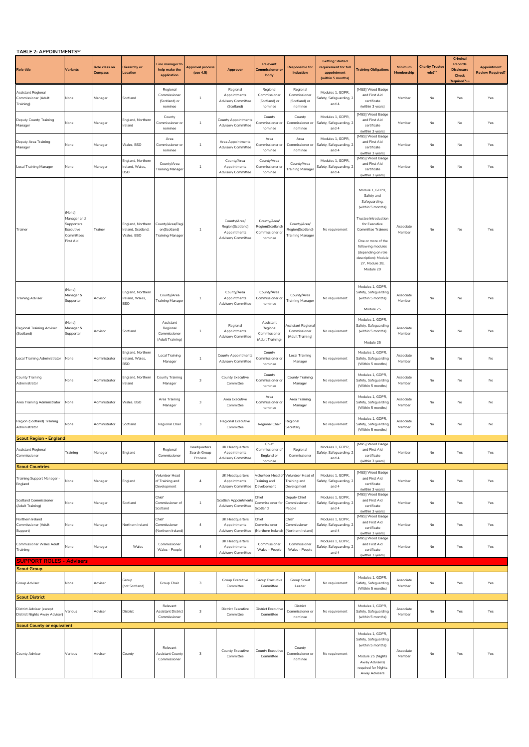**TABLE 2: APPOINTMENTS[xv]**

| Role title | Variants | Role class on Compass | Hierarchy or Location | Line manager to help make the application | Approval process (see 4.5) | Approver | Relevant Commissioner or body | Responsible for induction | Getting Started requirement for full appointment (within 5 months) | Training Obligations | Minimum Membership | Charity Trustee role?[xx] | Criminal Records Disclosure Check Required?++ | Appointment Review Required? |
|---|---|---|---|---|---|---|---|---|---|---|---|---|---|---|
| Assistant Regional Commissioner (Adult Training) | None | Manager | Scotland | Regional Commissioner (Scotland) or nominee | 1 | Regional Appointments Advisory Committee (Scotland) | Regional Commissioner (Scotland) or nominee | Regional Commissioner (Scotland) or nominee | Modules 1, GDPR, Safety, Safeguarding, 2 and 4 | [M&S] Wood Badge and First Aid certificate (within 3 years) | Member | No | Yes | Yes |
| Deputy County Training Manager | None | Manager | England, Northern Ireland | County Commissioner or nominee | 1 | County Appointments Advisory Committee | County Commissioner or nominee | County Commissioner or nominee | Modules 1, GDPR, Safety, Safeguarding, 2 and 4 | [M&S] Wood Badge and First Aid certificate (within 3 years) | Member | No | No | Yes |
| Deputy Area Training Manager | None | Manager | Wales, BSO | Area Commissioner or nominee | 1 | Area Appointments Advisory Committee | Area Commissioner or nominee | Area Commissioner or nominee | Modules 1, GDPR, Safety, Safeguarding, 2 and 4 | [M&S] Wood Badge and First Aid certificate (within 3 years) | Member | No | No | Yes |
| Local Training Manager | None | Manager | England, Northern Ireland, Wales, BSO | County/Area Training Manager | 1 | County/Area Appointments Advisory Committee | County/Area Commissioner or nominee | County/Area Training Manager | Modules 1, GDPR, Safety, Safeguarding, 2 and 4 | [M&S] Wood Badge and First Aid certificate (within 3 years) | Member | No | No | Yes |
| Trainer | (None) Manager and Supporters Executive Committees First Aid | Trainer | England, Northern Ireland, Scotland, Wales, BSO | County/Area/Region(Scotland) Training Manager | 1 | County/Area/ Region(Scotland) Appointments Advisory Committee | County/Area/ Region(Scotland) Commissioner or nominee | County/Area/ Region(Scotland) Training Manager | No requirement | Module 1, GDPR, Safety and Safeguarding. (within 5 months) Trustee Introduction for Executive Committee Trainers One or more of the following modules (depending on role description): Module 27, Module 28, Module 29 | Associate Member | No | No | Yes |
| Training Adviser | (None) Manager & Supporter | Advisor | England, Northern Ireland, Wales, BSO | County/Area Training Manager | 1 | County/Area Appointments Advisory Committee | County/Area Commissioner or nominee | County/Area Training Manager | No requirement | Modules 1, GDPR, Safety, Safeguarding (within 5 months) Module 25 | Associate Member | No | No | Yes |
| Regional Training Adviser (Scotland) | (None) Manager & Supporter | Advisor | Scotland | Assistant Regional Commissioner (Adult Training) | 1 | Regional Appointments Advisory Committee | Assistant Regional Commissioner (Adult Training) | Assistant Regional Commissioner (Adult Training) | No requirement | Modules 1, GDPR, Safety, Safeguarding (within 5 months) Module 25 | Associate Member | No | No | Yes |
| Local Training Administrator | None | Administrator | England, Northern Ireland, Wales, BSO | Local Training Manager | 1 | County Appointments Advisory Committee | County Commissioner or nominee | Local Training Manager | No requirement | Modules 1, GDPR, Safety, Safeguarding (Within 5 months) | Associate Member | No | No | No |
| County Training Administrator | None | Administrator | England, Northern Ireland | County Training Manager | 3 | County Executive Committee | County Commissioner or nominee | County Training Manager | No requirement | Modules 1, GDPR, Safety, Safeguarding (Within 5 months) | Associate Member | No | No | No |
| Area Training Administrator | None | Administrator | Wales, BSO | Area Training Manager | 3 | Area Executive Committee | Area Commissioner or nominee | Area Training Manager | No requirement | Modules 1, GDPR, Safety, Safeguarding (Within 5 months) | Associate Member | No | No | No |
| Region (Scotland) Training Administrator | None | Administrator | Scotland | Regional Chair | 3 | Regional Executive Committee | Regional Chair | Regional Secretary | No requirement | Modules 1, GDPR, Safety, Safeguarding (Within 5 months) | Associate Member | No | No | No |
| **Scout Region - England** | | | | | | | | | | | | | | |
| Assistant Regional Commissioner | Training | Manager | England | Regional Commissioner | Headquarters Search Group Process | UK Headquarters Appointments Advisory Committee | Chief Commissioner of England or nominee | Regional Commissioner | Modules 1, GDPR, Safety, Safeguarding, 2 and 4 | [M&S] Wood Badge and First Aid certificate (within 3 years) | Member | No | Yes | Yes |
| **Scout Countries** | | | | | | | | | | | | | | |
| Training Support Manager - England | None | Manager | England | Volunteer Head of Training and Development | 4 | UK Headquarters Appointments Advisory Committee | Volunteer Head of Training and Development | Volunteer Head of Training and Development | Modules 1, GDPR, Safety, Safeguarding, 2 and 4 | [M&S] Wood Badge and First Aid certificate (within 3 years) | Member | No | Yes | Yes |
| Scotland Commissioner (Adult Training) | None | Manager | Scotland | Chief Commissioner of Scotland | 1 | Scottish Appointments Advisory Committee | Chief Commissioner for Scotland | Deputy Chief Commissioner - People | Modules 1, GDPR, Safety, Safeguarding, 2 and 4 | [M&S] Wood Badge and First Aid certificate (within 3 years) | Member | No | Yes | Yes |
| Northern Ireland Commissioner (Adult Support) | None | Manager | Northern Ireland | Chief Commissioner (Northern Ireland) | 4 | UK Headquarters Appointments Advisory Committee | Chief Commissioner (Northern Ireland) | Chief Commissioner (Northern Ireland) | Modules 1, GDPR, Safety, Safeguarding, 2 and 4 | [M&S] Wood Badge and First Aid certificate (within 3 years) | Member | No | Yes | Yes |
| Commissioner Wales Adult Training | None | Manager | Wales | Commissioner Wales - People | 4 | UK Headquarters Appointments Advisory Committee | Commissioner Wales - People | Commissioner Wales - People | Modules 1, GDPR, Safety, Safeguarding, 2 and 4 | [M&S] Wood Badge and First Aid certificate (within 3 years) | Member | No | Yes | Yes |
| **SUPPORT ROLES - Advisers** | | | | | | | | | | | | | | |
| **Scout Group** | | | | | | | | | | | | | | |
| Group Adviser | None | Adviser | Group (not Scotland) | Group Chair | 3 | Group Executive Committee | Group Executive Committee | Group Scout Leader | No requirement | Modules 1, GDPR, Safety, Safeguarding (Within 5 months) | Associate Member | No | Yes | Yes |
| **Scout District** | | | | | | | | | | | | | | |
| District Adviser (except District Nights Away Adviser) | Various | Adviser | District | Relevant Assistant District Commissioner | 3 | District Executive Committee | District Executive Committee | District Commissioner or nominee | No requirement | Modules 1, GDPR, Safety, Safeguarding (within 5 months) | Associate Member | No | Yes | Yes |
| **Scout County or equivalent** | | | | | | | | | | | | | | |
| County Adviser | Various | Adviser | County | Relevant Assistant County Commissioner | 3 | County Executive Committee | County Executive Committee | County Commissioner or nominee | No requirement | Modules 1, GDPR, Safety, Safeguarding (within 5 months) Module 25 (Nights Away Advisers) required for Nights Away Advisers | Associate Member | No | Yes | Yes |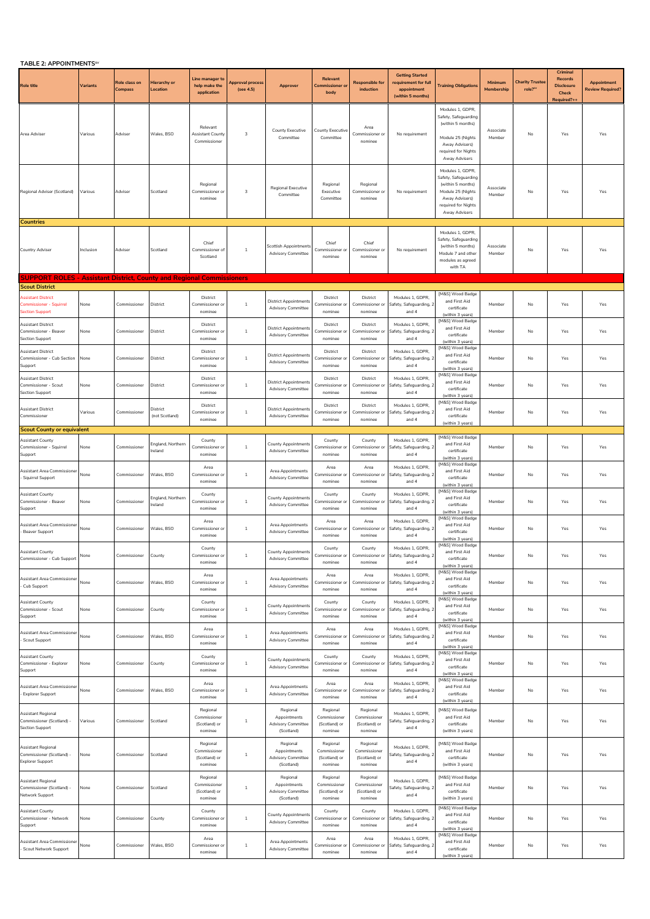**TABLE 2: APPOINTMENTS**[xv]

| Role title | Variants | Role class on Compass | Hierarchy or Location | Line manager to help make the application | Approval process (see 4.5) | Approver | Relevant Commissioner or body | Responsible for induction | Getting Started requirement for full appointment (within 5 months) | Training Obligations | Minimum Membership | Charity Trustee role?** | Criminal Records Disclosure Check Required?++ | Appointment Review Required? |
|---|---|---|---|---|---|---|---|---|---|---|---|---|---|---|
| Area Adviser | Various | Adviser | Wales, BSO | Relevant Assistant County Commissioner | 3 | County Executive Committee | County Executive Committee | Area Commissioner or nominee | No requirement | Modules 1, GDPR, Safety, Safeguarding (within 5 months) Module 25 (Nights Away Advisers) required for Nights Away Advisers | Associate Member | No | Yes | Yes |
| Regional Adviser (Scotland) | Various | Adviser | Scotland | Regional Commissioner or nominee | 3 | Regional Executive Committee | Regional Executive Committee | Regional Commissioner or nominee | No requirement | Modules 1, GDPR, Safety, Safeguarding (within 5 months) Module 25 (Nights Away Advisers) required for Nights Away Advisers | Associate Member | No | Yes | Yes |
| **Countries** | | | | | | | | | | | | | | |
| Country Adviser | Inclusion | Adviser | Scotland | Chief Commissioner of Scotland | 1 | Scottish Appointments Advisory Committee | Chief Commissioner or nominee | Chief Commissioner or nominee | No requirement | Modules 1, GDPR, Safety, Safeguarding (within 5 months) Module 7 and other modules as agreed with TA | Associate Member | No | Yes | Yes |
| **SUPPORT ROLES - Assistant District, County and Regional Commissioners** | | | | | | | | | | | | | | |
| **Scout District** | | | | | | | | | | | | | | |
| Assistant District Commissioner - Squirrel Section Support | None | Commissioner | District | District Commissioner or nominee | 1 | District Appointments Advisory Committee | District Commissioner or nominee | District Commissioner or nominee | Modules 1, GDPR, Safety, Safeguarding, 2 and 4 | [M&S] Wood Badge and First Aid certificate (within 3 years) | Member | No | Yes | Yes |
| Assistant District Commissioner - Beaver Section Support | None | Commissioner | District | District Commissioner or nominee | 1 | District Appointments Advisory Committee | District Commissioner or nominee | District Commissioner or nominee | Modules 1, GDPR, Safety, Safeguarding, 2 and 4 | [M&S] Wood Badge and First Aid certificate (within 3 years) | Member | No | Yes | Yes |
| Assistant District Commissioner - Cub Section Support | None | Commissioner | District | District Commissioner or nominee | 1 | District Appointments Advisory Committee | District Commissioner or nominee | District Commissioner or nominee | Modules 1, GDPR, Safety, Safeguarding, 2 and 4 | [M&S] Wood Badge and First Aid certificate (within 3 years) | Member | No | Yes | Yes |
| Assistant District Commissioner - Scout Section Support | None | Commissioner | District | District Commissioner or nominee | 1 | District Appointments Advisory Committee | District Commissioner or nominee | District Commissioner or nominee | Modules 1, GDPR, Safety, Safeguarding, 2 and 4 | [M&S] Wood Badge and First Aid certificate (within 3 years) | Member | No | Yes | Yes |
| Assistant District Commissioner | Various | Commissioner | District (not Scotland) | District Commissioner or nominee | 1 | District Appointments Advisory Committee | District Commissioner or nominee | District Commissioner or nominee | Modules 1, GDPR, Safety, Safeguarding, 2 and 4 | [M&S] Wood Badge and First Aid certificate (within 3 years) | Member | No | Yes | Yes |
| **Scout County or equivalent** | | | | | | | | | | | | | | |
| Assistant County Commissioner - Squirrel Support | None | Commissioner | England, Northern Ireland | County Commissioner or nominee | 1 | County Appointments Advisory Committee | County Commissioner or nominee | County Commissioner or nominee | Modules 1, GDPR, Safety, Safeguarding, 2 and 4 | [M&S] Wood Badge and First Aid certificate (within 3 years) | Member | No | Yes | Yes |
| Assistant Area Commissioner - Squirrel Support | None | Commissioner | Wales, BSO | Area Commissioner or nominee | 1 | Area Appointments Advisory Committee | Area Commissioner or nominee | Area Commissioner or nominee | Modules 1, GDPR, Safety, Safeguarding, 2 and 4 | [M&S] Wood Badge and First Aid certificate (within 3 years) | Member | No | Yes | Yes |
| Assistant County Commissioner - Beaver Support | None | Commissioner | England, Northern Ireland | County Commissioner or nominee | 1 | County Appointments Advisory Committee | County Commissioner or nominee | County Commissioner or nominee | Modules 1, GDPR, Safety, Safeguarding, 2 and 4 | [M&S] Wood Badge and First Aid certificate (within 3 years) | Member | No | Yes | Yes |
| Assistant Area Commissioner - Beaver Support | None | Commissioner | Wales, BSO | Area Commissioner or nominee | 1 | Area Appointments Advisory Committee | Area Commissioner or nominee | Area Commissioner or nominee | Modules 1, GDPR, Safety, Safeguarding, 2 and 4 | [M&S] Wood Badge and First Aid certificate (within 3 years) | Member | No | Yes | Yes |
| Assistant County Commissioner - Cub Support | None | Commissioner | County | County Commissioner or nominee | 1 | County Appointments Advisory Committee | County Commissioner or nominee | County Commissioner or nominee | Modules 1, GDPR, Safety, Safeguarding, 2 and 4 | [M&S] Wood Badge and First Aid certificate (within 3 years) | Member | No | Yes | Yes |
| Assistant Area Commissioner - Cub Support | None | Commissioner | Wales, BSO | Area Commissioner or nominee | 1 | Area Appointments Advisory Committee | Area Commissioner or nominee | Area Commissioner or nominee | Modules 1, GDPR, Safety, Safeguarding, 2 and 4 | [M&S] Wood Badge and First Aid certificate (within 3 years) | Member | No | Yes | Yes |
| Assistant County Commissioner - Scout Support | None | Commissioner | County | County Commissioner or nominee | 1 | County Appointments Advisory Committee | County Commissioner or nominee | County Commissioner or nominee | Modules 1, GDPR, Safety, Safeguarding, 2 and 4 | [M&S] Wood Badge and First Aid certificate (within 3 years) | Member | No | Yes | Yes |
| Assistant Area Commissioner - Scout Support | None | Commissioner | Wales, BSO | Area Commissioner or nominee | 1 | Area Appointments Advisory Committee | Area Commissioner or nominee | Area Commissioner or nominee | Modules 1, GDPR, Safety, Safeguarding, 2 and 4 | [M&S] Wood Badge and First Aid certificate (within 3 years) | Member | No | Yes | Yes |
| Assistant County Commissioner - Explorer Support | None | Commissioner | County | County Commissioner or nominee | 1 | County Appointments Advisory Committee | County Commissioner or nominee | County Commissioner or nominee | Modules 1, GDPR, Safety, Safeguarding, 2 and 4 | [M&S] Wood Badge and First Aid certificate (within 3 years) | Member | No | Yes | Yes |
| Assistant Area Commissioner - Explorer Support | None | Commissioner | Wales, BSO | Area Commissioner or nominee | 1 | Area Appointments Advisory Committee | Area Commissioner or nominee | Area Commissioner or nominee | Modules 1, GDPR, Safety, Safeguarding, 2 and 4 | [M&S] Wood Badge and First Aid certificate (within 3 years) | Member | No | Yes | Yes |
| Assistant Regional Commissioner (Scotland) - Section Support | Various | Commissioner | Scotland | Regional Commissioner (Scotland) or nominee | 1 | Regional Appointments Advisory Committee (Scotland) | Regional Commissioner (Scotland) or nominee | Regional Commissioner (Scotland) or nominee | Modules 1, GDPR, Safety, Safeguarding, 2 and 4 | [M&S] Wood Badge and First Aid certificate (within 3 years) | Member | No | Yes | Yes |
| Assistant Regional Commissioner (Scotland) - Explorer Support | None | Commissioner | Scotland | Regional Commissioner (Scotland) or nominee | 1 | Regional Appointments Advisory Committee (Scotland) | Regional Commissioner (Scotland) or nominee | Regional Commissioner (Scotland) or nominee | Modules 1, GDPR, Safety, Safeguarding, 2 and 4 | [M&S] Wood Badge and First Aid certificate (within 3 years) | Member | No | Yes | Yes |
| Assistant Regional Commissioner (Scotland) - Network Support | None | Commissioner | Scotland | Regional Commissioner (Scotland) or nominee | 1 | Regional Appointments Advisory Committee (Scotland) | Regional Commissioner (Scotland) or nominee | Regional Commissioner (Scotland) or nominee | Modules 1, GDPR, Safety, Safeguarding, 2 and 4 | [M&S] Wood Badge and First Aid certificate (within 3 years) | Member | No | Yes | Yes |
| Assistant County Commissioner - Network Support | None | Commissioner | County | County Commissioner or nominee | 1 | County Appointments Advisory Committee | County Commissioner or nominee | County Commissioner or nominee | Modules 1, GDPR, Safety, Safeguarding, 2 and 4 | [M&S] Wood Badge and First Aid certificate (within 3 years) | Member | No | Yes | Yes |
| Assistant Area Commissioner - Scout Network Support | None | Commissioner | Wales, BSO | Area Commissioner or nominee | 1 | Area Appointments Advisory Committee | Area Commissioner or nominee | Area Commissioner or nominee | Modules 1, GDPR, Safety, Safeguarding, 2 and 4 | [M&S] Wood Badge and First Aid certificate (within 3 years) | Member | No | Yes | Yes |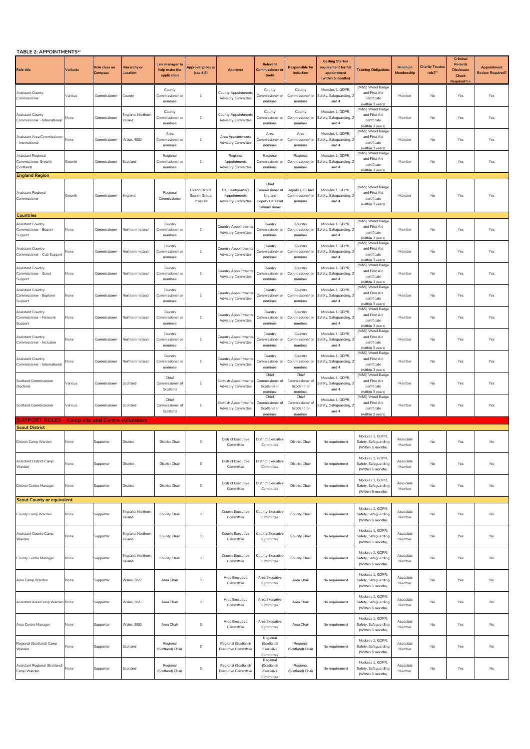**TABLE 2: APPOINTMENTS[xv]**

| Role title | Variants | Role class on Compass | Hierarchy or Location | Line manager to help make the application | Approval process (see 4.5) | Approver | Relevant Commissioner or body | Responsible for induction | Getting Started requirement for full appointment (within 5 months) | Training Obligations | Minimum Membership | Charity Trustee role?[xx] | Criminal Records Disclosure Check Required?++ | Appointment Review Required? |
|---|---|---|---|---|---|---|---|---|---|---|---|---|---|---|
| Assistant County Commissioner | Various | Commissioner | County | County Commissioner or nominee | 1 | County Appointments Advisory Committee | County Commissioner or nominee | County Commissioner or nominee | Modules 1, GDPR, Safety, Safeguarding, 2 and 4 | [M&S] Wood Badge and First Aid certificate (within 3 years) | Member | No | Yes | Yes |
| Assistant County Commissioner - International | None | Commissioner | England, Northern Ireland | County Commissioner or nominee | 1 | County Appointments Advisory Committee | County Commissioner or nominee | County Commissioner or nominee | Modules 1, GDPR, Safety, Safeguarding, 2 and 4 | [M&S] Wood Badge and First Aid certificate (within 3 years) | Member | No | Yes | Yes |
| Assistant Area Commissioner - International | None | Commissioner | Wales, BSO | Area Commissioner or nominee | 1 | Area Appointments Advisory Committee | Area Commissioner or nominee | Area Commissioner or nominee | Modules 1, GDPR, Safety, Safeguarding, 2 and 4 | [M&S] Wood Badge and First Aid certificate (within 3 years) | Member | No | Yes | Yes |
| Assistant Regional Commissioner Growth (Scotland) | Growth | Commissioner | Scotland | Regional Commissioner or nominee | 1 | Regional Appointments Advisory Committee | Regional Commissioner or nominee | Regional Commissioner or nominee | Modules 1, GDPR, Safety, Safeguarding, 2 and 4 | [M&S] Wood Badge and First Aid certificate (within 3 years) | Member | No | Yes | Yes |
| **England Region** | | | | | | | | | | | | | | |
| Assistant Regional Commissioner | Growth | Commissioner | England | Regional Commissioner | Headquarters Search Group Process | UK Headquarters Appointments Advisory Committee | Chief Commissioner of England Deputy UK Chief Commissioner | Deputy UK Chief Commissioner or nominee | Modules 1, GDPR, Safety, Safeguarding, 2 and 4 | [M&S] Wood Badge and First Aid certificate (within 3 years) | Member | No | Yes | Yes |
| **Countries** | | | | | | | | | | | | | | |
| Assistant Country Commissioner - Beaver Support | None | Commissioner | Northern Ireland | Country Commissioner or nominee | 1 | Country Appointments Advisory Committee | Country Commissioner or nominee | Country Commissioner or nominee | Modules 1, GDPR, Safety, Safeguarding, 2 and 4 | [M&S] Wood Badge and First Aid certificate (within 3 years) | Member | No | Yes | Yes |
| Assistant Country Commissioner - Cub Support | None | Commissioner | Northern Ireland | Country Commissioner or nominee | 1 | Country Appointments Advisory Committee | Country Commissioner or nominee | Country Commissioner or nominee | Modules 1, GDPR, Safety, Safeguarding, 2 and 4 | [M&S] Wood Badge and First Aid certificate (within 3 years) | Member | No | Yes | Yes |
| Assistant Country Commissioner - Scout Support | None | Commissioner | Northern Ireland | Country Commissioner or nominee | 1 | Country Appointments Advisory Committee | Country Commissioner or nominee | Country Commissioner or nominee | Modules 1, GDPR, Safety, Safeguarding, 2 and 4 | [M&S] Wood Badge and First Aid certificate (within 3 years) | Member | No | Yes | Yes |
| Assistant Country Commissioner - Explorer Support | None | Commissioner | Northern Ireland | Country Commissioner or nominee | 1 | Country Appointments Advisory Committee | Country Commissioner or nominee | Country Commissioner or nominee | Modules 1, GDPR, Safety, Safeguarding, 2 and 4 | [M&S] Wood Badge and First Aid certificate (within 3 years) | Member | No | Yes | Yes |
| Assistant Country Commissioner - Network Support | None | Commissioner | Northern Ireland | Country Commissioner or nominee | 1 | Country Appointments Advisory Committee | Country Commissioner or nominee | Country Commissioner or nominee | Modules 1, GDPR, Safety, Safeguarding, 2 and 4 | [M&S] Wood Badge and First Aid certificate (within 3 years) | Member | No | Yes | Yes |
| Assistant Country Commissioner - Inclusion | None | Commissioner | Northern Ireland | Country Commissioner or nominee | 1 | Country Appointments Advisory Committee | Country Commissioner or nominee | Country Commissioner or nominee | Modules 1, GDPR, Safety, Safeguarding, 2 and 4 | [M&S] Wood Badge and First Aid certificate (within 3 years) | Member | No | Yes | Yes |
| Assistant Country Commissioner - International | None | Commissioner | Northern Ireland | Country Commissioner or nominee | 1 | Country Appointments Advisory Committee | Country Commissioner or nominee | Country Commissioner or nominee | Modules 1, GDPR, Safety, Safeguarding, 2 and 4 | [M&S] Wood Badge and First Aid certificate (within 3 years) | Member | No | Yes | Yes |
| Scotland Commissioner (Section) | Various | Commissioner | Scotland | Chief Commissioner of Scotland | 1 | Scottish Appointments Advisory Committee | Chief Commissioner of Scotland or nominee | Chief Commissioner of Scotland or nominee | Modules 1, GDPR, Safety, Safeguarding, 2 and 4 | [M&S] Wood Badge and First Aid certificate (within 3 years) | Member | No | Yes | Yes |
| Scotland Commissioner | Various | Commissioner | Scotland | Chief Commissioner of Scotland | 1 | Scottish Appointments Advisory Committee | Chief Commissioner of Scotland or nominee | Chief Commissioner of Scotland or nominee | Modules 1, GDPR, Safety, Safeguarding, 2 and 4 | [M&S] Wood Badge and First Aid certificate (within 3 years) | Member | No | Yes | Yes |
| **SUPPORT ROLES - Camp site and Centre volunteers** | | | | | | | | | | | | | | |
| **Scout District** | | | | | | | | | | | | | | |
| District Camp Warden | None | Supporter | District | District Chair | 3 | District Executive Committee | District Executive Committee | District Chair | No requirement | Modules 1, GDPR, Safety, Safeguarding (Within 5 months) | Associate Member | No | Yes | No |
| Assistant District Camp Warden | None | Supporter | District | District Chair | 3 | District Executive Committee | District Executive Committee | District Chair | No requirement | Modules 1, GDPR, Safety, Safeguarding (Within 5 months) | Associate Member | No | Yes | No |
| District Centre Manager | None | Supporter | District | District Chair | 3 | District Executive Committee | District Executive Committee | District Chair | No requirement | Modules 1, GDPR, Safety, Safeguarding (Within 5 months) | Associate Member | No | Yes | No |
| **Scout County or equivalent** | | | | | | | | | | | | | | |
| County Camp Warden | None | Supporter | England, Northern Ireland | County Chair | 3 | County Executive Committee | County Executive Committee | County Chair | No requirement | Modules 1, GDPR, Safety, Safeguarding (Within 5 months) | Associate Member | No | Yes | No |
| Assistant County Camp Warden | None | Supporter | England, Northern Ireland | County Chair | 3 | County Executive Committee | County Executive Committee | County Chair | No requirement | Modules 1, GDPR, Safety, Safeguarding (Within 5 months) | Associate Member | No | Yes | No |
| County Centre Manager | None | Supporter | England, Northern Ireland | County Chair | 3 | County Executive Committee | County Executive Committee | County Chair | No requirement | Modules 1, GDPR, Safety, Safeguarding (Within 5 months) | Associate Member | No | Yes | No |
| Area Camp Warden | None | Supporter | Wales, BSO | Area Chair | 3 | Area Executive Committee | Area Executive Committee | Area Chair | No requirement | Modules 1, GDPR, Safety, Safeguarding (Within 5 months) | Associate Member | No | Yes | No |
| Assistant Area Camp Warden | None | Supporter | Wales, BSO | Area Chair | 3 | Area Executive Committee | Area Executive Committee | Area Chair | No requirement | Modules 1, GDPR, Safety, Safeguarding (Within 5 months) | Associate Member | No | Yes | No |
| Area Centre Manager | None | Supporter | Wales, BSO | Area Chair | 3 | Area Executive Committee | Area Executive Committee | Area Chair | No requirement | Modules 1, GDPR, Safety, Safeguarding (Within 5 months) | Associate Member | No | Yes | No |
| Regional (Scotland) Camp Warden | None | Supporter | Scotland | Regional (Scotland) Chair | 3 | Regional (Scotland) Executive Committee | Regional (Scotland) Executive Committee | Regional (Scotland) Chair | No requirement | Modules 1, GDPR, Safety, Safeguarding (Within 5 months) | Associate Member | No | Yes | No |
| Assistant Regional (Scotland) Camp Warden | None | Supporter | Scotland | Regional (Scotland) Chair | 3 | Regional (Scotland) Executive Committee | Regional (Scotland) Executive Committee | Regional (Scotland) Chair | No requirement | Modules 1, GDPR, Safety, Safeguarding (Within 5 months) | Associate Member | No | Yes | No |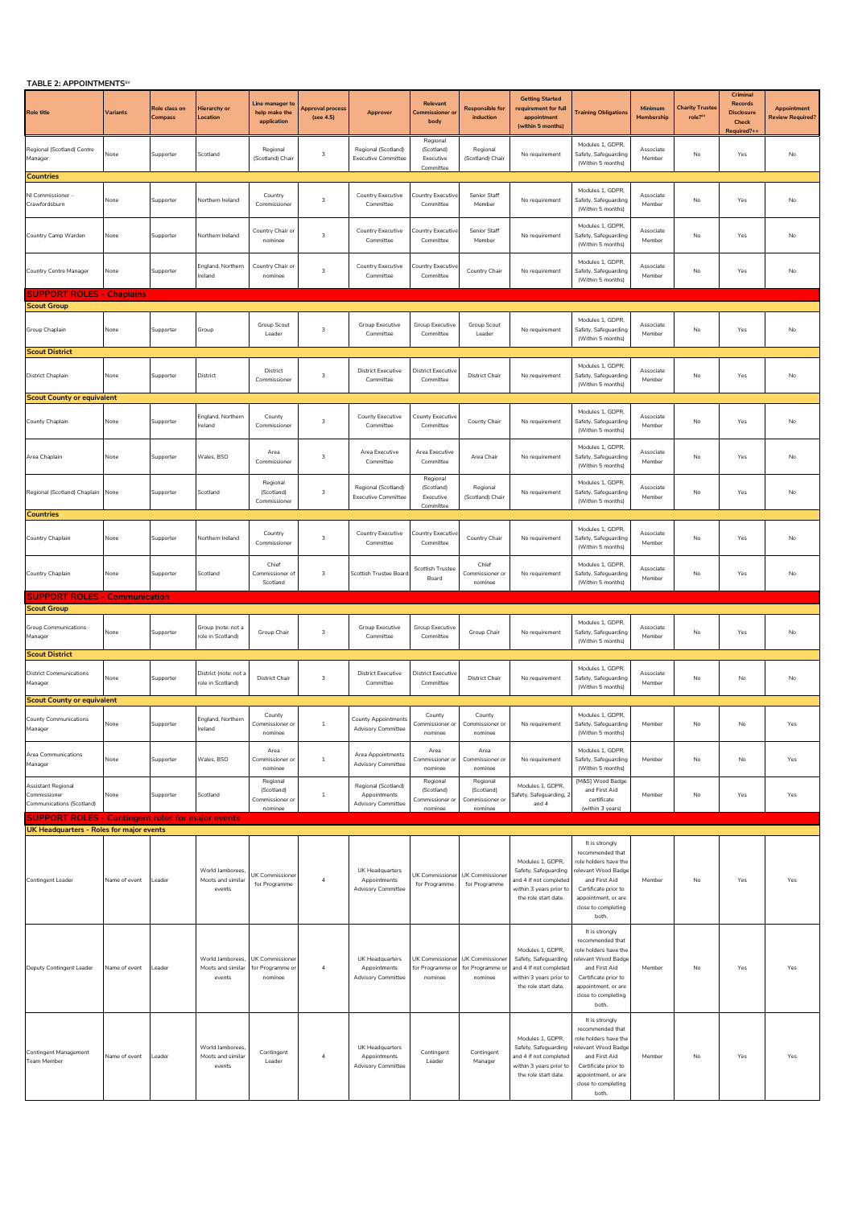**TABLE 2: APPOINTMENTS**[xv]

| Role title | Variants | Role class on Compass | Hierarchy or Location | Line manager to help make the application | Approval process (see 4.5) | Approver | Relevant Commissioner or body | Responsible for induction | Getting Started requirement for full appointment (within 5 months) | Training Obligations | Minimum Membership | Charity Trustee role?[xx] | Criminal Records Disclosure Check Required?++ | Appointment Review Required? |
|---|---|---|---|---|---|---|---|---|---|---|---|---|---|---|
| Regional (Scotland) Centre Manager | None | Supporter | Scotland | Regional (Scotland) Chair | 3 | Regional (Scotland) Executive Committee | Regional (Scotland) Executive Committee | Regional (Scotland) Chair | No requirement | Modules 1, GDPR, Safety, Safeguarding (Within 5 months) | Associate Member | No | Yes | No |
| **Countries** | | | | | | | | | | | | | | |
| NI Commissioner - Crawfordsburn | None | Supporter | Northern Ireland | Country Commissioner | 3 | Country Executive Committee | Country Executive Committee | Senior Staff Member | No requirement | Modules 1, GDPR, Safety, Safeguarding (Within 5 months) | Associate Member | No | Yes | No |
| Country Camp Warden | None | Supporter | Northern Ireland | Country Chair or nominee | 3 | Country Executive Committee | Country Executive Committee | Senior Staff Member | No requirement | Modules 1, GDPR, Safety, Safeguarding (Within 5 months) | Associate Member | No | Yes | No |
| Country Centre Manager | None | Supporter | England, Northern Ireland | Country Chair or nominee | 3 | Country Executive Committee | Country Executive Committee | Country Chair | No requirement | Modules 1, GDPR, Safety, Safeguarding (Within 5 months) | Associate Member | No | Yes | No |
| **SUPPORT ROLES - Chaplains** | | | | | | | | | | | | | | |
| **Scout Group** | | | | | | | | | | | | | | |
| Group Chaplain | None | Supporter | Group | Group Scout Leader | 3 | Group Executive Committee | Group Executive Committee | Group Scout Leader | No requirement | Modules 1, GDPR, Safety, Safeguarding (Within 5 months) | Associate Member | No | Yes | No |
| **Scout District** | | | | | | | | | | | | | | |
| District Chaplain | None | Supporter | District | District Commissioner | 3 | District Executive Committee | District Executive Committee | District Chair | No requirement | Modules 1, GDPR, Safety, Safeguarding (Within 5 months) | Associate Member | No | Yes | No |
| **Scout County or equivalent** | | | | | | | | | | | | | | |
| County Chaplain | None | Supporter | England, Northern Ireland | County Commissioner | 3 | County Executive Committee | County Executive Committee | County Chair | No requirement | Modules 1, GDPR, Safety, Safeguarding (Within 5 months) | Associate Member | No | Yes | No |
| Area Chaplain | None | Supporter | Wales, BSO | Area Commissioner | 3 | Area Executive Committee | Area Executive Committee | Area Chair | No requirement | Modules 1, GDPR, Safety, Safeguarding (Within 5 months) | Associate Member | No | Yes | No |
| Regional (Scotland) Chaplain | None | Supporter | Scotland | Regional (Scotland) Commissioner | 3 | Regional (Scotland) Executive Committee | Regional (Scotland) Executive Committee | Regional (Scotland) Chair | No requirement | Modules 1, GDPR, Safety, Safeguarding (Within 5 months) | Associate Member | No | Yes | No |
| **Countries** | | | | | | | | | | | | | | |
| Country Chaplain | None | Supporter | Northern Ireland | Country Commissioner | 3 | Country Executive Committee | Country Executive Committee | Country Chair | No requirement | Modules 1, GDPR, Safety, Safeguarding (Within 5 months) | Associate Member | No | Yes | No |
| Country Chaplain | None | Supporter | Scotland | Chief Commissioner of Scotland | 3 | Scottish Trustee Board | Scottish Trustee Board | Chief Commissioner or nominee | No requirement | Modules 1, GDPR, Safety, Safeguarding (Within 5 months) | Associate Member | No | Yes | No |
| **SUPPORT ROLES - Communication** | | | | | | | | | | | | | | |
| **Scout Group** | | | | | | | | | | | | | | |
| Group Communications Manager | None | Supporter | Group (note: not a role in Scotland) | Group Chair | 3 | Group Executive Committee | Group Executive Committee | Group Chair | No requirement | Modules 1, GDPR, Safety, Safeguarding (Within 5 months) | Associate Member | No | Yes | No |
| **Scout District** | | | | | | | | | | | | | | |
| District Communications Manager | None | Supporter | District (note: not a role in Scotland) | District Chair | 3 | District Executive Committee | District Executive Committee | District Chair | No requirement | Modules 1, GDPR, Safety, Safeguarding (Within 5 months) | Associate Member | No | No | No |
| **Scout County or equivalent** | | | | | | | | | | | | | | |
| County Communications Manager | None | Supporter | England, Northern Ireland | County Commissioner or nominee | 1 | County Appointments Advisory Committee | County Commissioner or nominee | County Commissioner or nominee | No requirement | Modules 1, GDPR, Safety, Safeguarding (Within 5 months) | Member | No | No | Yes |
| Area Communications Manager | None | Supporter | Wales, BSO | Area Commissioner or nominee | 1 | Area Appointments Advisory Committee | Area Commissioner or nominee | Area Commissioner or nominee | No requirement | Modules 1, GDPR, Safety, Safeguarding (Within 5 months) | Member | No | No | Yes |
| Assistant Regional Commissioner Communications (Scotland) | None | Supporter | Scotland | Regional (Scotland) Commissioner or nominee | 1 | Regional (Scotland) Appointments Advisory Committee | Regional (Scotland) Commissioner or nominee | Regional (Scotland) Commissioner or nominee | Modules 1, GDPR, Safety, Safeguarding, 2 and 4 | [M&S] Wood Badge and First Aid certificate (within 3 years) | Member | No | Yes | Yes |
| **SUPPORT ROLES - Contingent roles for major events** | | | | | | | | | | | | | | |
| **UK Headquarters - Roles for major events** | | | | | | | | | | | | | | |
| Contingent Leader | Name of event | Leader | World Jamborees, Moots and similar events | UK Commissioner for Programme | 4 | UK Headquarters Appointments Advisory Committee | UK Commissioner for Programme | UK Commissioner for Programme | Modules 1, GDPR, Safety, Safeguarding and 4 if not completed within 3 years prior to the role start date. | It is strongly recommended that role holders have the relevant Wood Badge and First Aid Certificate prior to appointment, or are close to completing both. | Member | No | Yes | Yes |
| Deputy Contingent Leader | Name of event | Leader | World Jamborees, Moots and similar events | UK Commissioner for Programme or nominee | 4 | UK Headquarters Appointments Advisory Committee | UK Commissioner for Programme or nominee | UK Commissioner for Programme or nominee | Modules 1, GDPR, Safety, Safeguarding and 4 if not completed within 3 years prior to the role start date. | It is strongly recommended that role holders have the relevant Wood Badge and First Aid Certificate prior to appointment, or are close to completing both. | Member | No | Yes | Yes |
| Contingent Management Team Member | Name of event | Leader | World Jamborees, Moots and similar events | Contingent Leader | 4 | UK Headquarters Appointments Advisory Committee | Contingent Leader | Contingent Manager | Modules 1, GDPR, Safety, Safeguarding and 4 if not completed within 3 years prior to the role start date. | It is strongly recommended that role holders have the relevant Wood Badge and First Aid Certificate prior to appointment, or are close to completing both. | Member | No | Yes | Yes |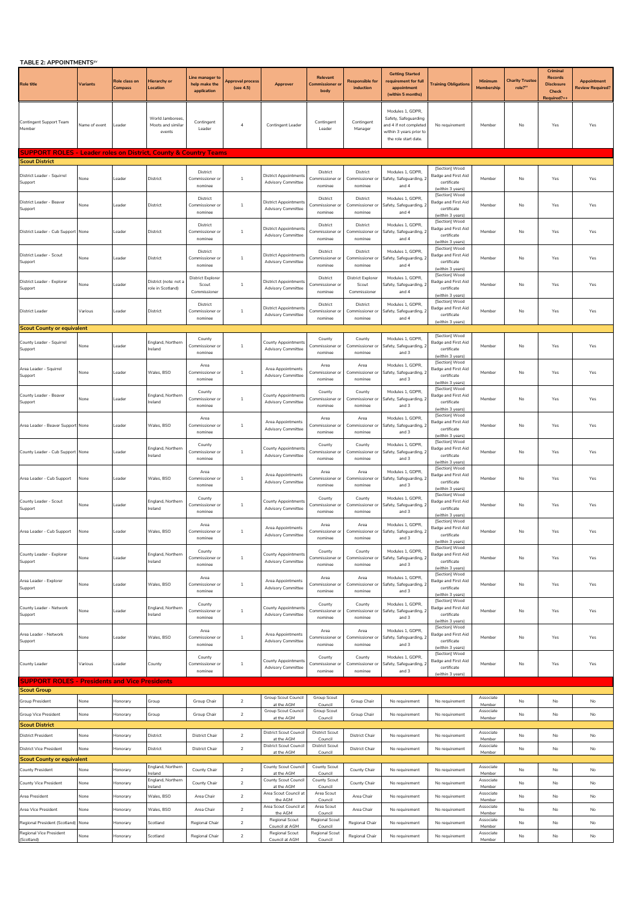**TABLE 2: APPOINTMENTS[xv]**

| Role title | Variants | Role class on Compass | Hierarchy or Location | Line manager to help make the application | Approval process (see 4.5) | Approver | Relevant Commissioner or body | Responsible for induction | Getting Started requirement for full appointment (within 5 months) | Training Obligations | Minimum Membership | Charity Trustee role?** | Criminal Records Disclosure Check Required?++ | Appointment Review Required? |
|---|---|---|---|---|---|---|---|---|---|---|---|---|---|---|
| Contingent Support Team Member | Name of event | Leader | World Jamborees, Moots and similar events | Contingent Leader | 4 | Contingent Leader | Contingent Leader | Contingent Manager | Modules 1, GDPR, Safety, Safeguarding and 4 if not completed within 3 years prior to the role start date. | No requirement | Member | No | Yes | Yes |
| **SUPPORT ROLES - Leader roles on District, County & Country Teams** | | | | | | | | | | | | | | |
| **Scout District** | | | | | | | | | | | | | | |
| District Leader - Squirrel Support | None | Leader | District | District Commissioner or nominee | 1 | District Appointments Advisory Committee | District Commissioner or nominee | District Commissioner or nominee | Modules 1, GDPR, Safety, Safeguarding, 2 and 4 | [Section] Wood Badge and First Aid certificate (within 3 years) | Member | No | Yes | Yes |
| District Leader - Beaver Support | None | Leader | District | District Commissioner or nominee | 1 | District Appointments Advisory Committee | District Commissioner or nominee | District Commissioner or nominee | Modules 1, GDPR, Safety, Safeguarding, 2 and 4 | [Section] Wood Badge and First Aid certificate (within 3 years) | Member | No | Yes | Yes |
| District Leader - Cub Support | None | Leader | District | District Commissioner or nominee | 1 | District Appointments Advisory Committee | District Commissioner or nominee | District Commissioner or nominee | Modules 1, GDPR, Safety, Safeguarding, 2 and 4 | [Section] Wood Badge and First Aid certificate (within 3 years) | Member | No | Yes | Yes |
| District Leader - Scout Support | None | Leader | District | District Commissioner or nominee | 1 | District Appointments Advisory Committee | District Commissioner or nominee | District Commissioner or nominee | Modules 1, GDPR, Safety, Safeguarding, 2 and 4 | [Section] Wood Badge and First Aid certificate (within 3 years) | Member | No | Yes | Yes |
| District Leader - Explorer Support | None | Leader | District (note: not a role in Scotland) | District Explorer Scout Commissioner | 1 | District Appointments Advisory Committee | District Commissioner or nominee | District Explorer Scout Commissioner | Modules 1, GDPR, Safety, Safeguarding, 2 and 4 | [Section] Wood Badge and First Aid certificate (within 3 years) | Member | No | Yes | Yes |
| District Leader | Various | Leader | District | District Commissioner or nominee | 1 | District Appointments Advisory Committee | District Commissioner or nominee | District Commissioner or nominee | Modules 1, GDPR, Safety, Safeguarding, 2 and 4 | [Section] Wood Badge and First Aid certificate (within 3 years) | Member | No | Yes | Yes |
| **Scout County or equivalent** | | | | | | | | | | | | | | |
| County Leader - Squirrel Support | None | Leader | England, Northern Ireland | County Commissioner or nominee | 1 | County Appointments Advisory Committee | County Commissioner or nominee | County Commissioner or nominee | Modules 1, GDPR, Safety, Safeguarding, 2 and 3 | [Section] Wood Badge and First Aid certificate (within 3 years) | Member | No | Yes | Yes |
| Area Leader - Squirrel Support | None | Leader | Wales, BSO | Area Commissioner or nominee | 1 | Area Appointments Advisory Committee | Area Commissioner or nominee | Area Commissioner or nominee | Modules 1, GDPR, Safety, Safeguarding, 2 and 3 | [Section] Wood Badge and First Aid certificate (within 3 years) | Member | No | Yes | Yes |
| County Leader - Beaver Support | None | Leader | England, Northern Ireland | County Commissioner or nominee | 1 | County Appointments Advisory Committee | County Commissioner or nominee | County Commissioner or nominee | Modules 1, GDPR, Safety, Safeguarding, 2 and 3 | [Section] Wood Badge and First Aid certificate (within 3 years) | Member | No | Yes | Yes |
| Area Leader - Beaver Support | None | Leader | Wales, BSO | Area Commissioner or nominee | 1 | Area Appointments Advisory Committee | Area Commissioner or nominee | Area Commissioner or nominee | Modules 1, GDPR, Safety, Safeguarding, 2 and 3 | [Section] Wood Badge and First Aid certificate (within 3 years) | Member | No | Yes | Yes |
| County Leader - Cub Support | None | Leader | England, Northern Ireland | County Commissioner or nominee | 1 | County Appointments Advisory Committee | County Commissioner or nominee | County Commissioner or nominee | Modules 1, GDPR, Safety, Safeguarding, 2 and 3 | [Section] Wood Badge and First Aid certificate (within 3 years) | Member | No | Yes | Yes |
| Area Leader - Cub Support | None | Leader | Wales, BSO | Area Commissioner or nominee | 1 | Area Appointments Advisory Committee | Area Commissioner or nominee | Area Commissioner or nominee | Modules 1, GDPR, Safety, Safeguarding, 2 and 3 | [Section] Wood Badge and First Aid certificate (within 3 years) | Member | No | Yes | Yes |
| County Leader - Scout Support | None | Leader | England, Northern Ireland | County Commissioner or nominee | 1 | County Appointments Advisory Committee | County Commissioner or nominee | County Commissioner or nominee | Modules 1, GDPR, Safety, Safeguarding, 2 and 3 | [Section] Wood Badge and First Aid certificate (within 3 years) | Member | No | Yes | Yes |
| Area Leader - Cub Support | None | Leader | Wales, BSO | Area Commissioner or nominee | 1 | Area Appointments Advisory Committee | Area Commissioner or nominee | Area Commissioner or nominee | Modules 1, GDPR, Safety, Safeguarding, 2 and 3 | [Section] Wood Badge and First Aid certificate (within 3 years) | Member | No | Yes | Yes |
| County Leader - Explorer Support | None | Leader | England, Northern Ireland | County Commissioner or nominee | 1 | County Appointments Advisory Committee | County Commissioner or nominee | County Commissioner or nominee | Modules 1, GDPR, Safety, Safeguarding, 2 and 3 | [Section] Wood Badge and First Aid certificate (within 3 years) | Member | No | Yes | Yes |
| Area Leader - Explorer Support | None | Leader | Wales, BSO | Area Commissioner or nominee | 1 | Area Appointments Advisory Committee | Area Commissioner or nominee | Area Commissioner or nominee | Modules 1, GDPR, Safety, Safeguarding, 2 and 3 | [Section] Wood Badge and First Aid certificate (within 3 years) | Member | No | Yes | Yes |
| County Leader - Network Support | None | Leader | England, Northern Ireland | County Commissioner or nominee | 1 | County Appointments Advisory Committee | County Commissioner or nominee | County Commissioner or nominee | Modules 1, GDPR, Safety, Safeguarding, 2 and 3 | [Section] Wood Badge and First Aid certificate (within 3 years) | Member | No | Yes | Yes |
| Area Leader - Network Support | None | Leader | Wales, BSO | Area Commissioner or nominee | 1 | Area Appointments Advisory Committee | Area Commissioner or nominee | Area Commissioner or nominee | Modules 1, GDPR, Safety, Safeguarding, 2 and 3 | [Section] Wood Badge and First Aid certificate (within 3 years) | Member | No | Yes | Yes |
| County Leader | Various | Leader | County | County Commissioner or nominee | 1 | County Appointments Advisory Committee | County Commissioner or nominee | County Commissioner or nominee | Modules 1, GDPR, Safety, Safeguarding, 2 and 3 | [Section] Wood Badge and First Aid certificate (within 3 years) | Member | No | Yes | Yes |
| **SUPPORT ROLES - Presidents and Vice Presidents** | | | | | | | | | | | | | | |
| **Scout Group** | | | | | | | | | | | | | | |
| Group President | None | Honorary | Group | Group Chair | 2 | Group Scout Council at the AGM | Group Scout Council | Group Chair | No requirement | No requirement | Associate Member | No | No | No |
| Group Vice President | None | Honorary | Group | Group Chair | 2 | Group Scout Council at the AGM | Group Scout Council | Group Chair | No requirement | No requirement | Associate Member | No | No | No |
| **Scout District** | | | | | | | | | | | | | | |
| District President | None | Honorary | District | District Chair | 2 | District Scout Council at the AGM | District Scout Council | District Chair | No requirement | No requirement | Associate Member | No | No | No |
| District Vice President | None | Honorary | District | District Chair | 2 | District Scout Council at the AGM | District Scout Council | District Chair | No requirement | No requirement | Associate Member | No | No | No |
| **Scout County or equivalent** | | | | | | | | | | | | | | |
| County President | None | Honorary | England, Northern Ireland | County Chair | 2 | County Scout Council at the AGM | County Scout Council | County Chair | No requirement | No requirement | Associate Member | No | No | No |
| County Vice President | None | Honorary | England, Northern Ireland | County Chair | 2 | County Scout Council at the AGM | County Scout Council | County Chair | No requirement | No requirement | Associate Member | No | No | No |
| Area President | None | Honorary | Wales, BSO | Area Chair | 2 | Area Scout Council at the AGM | Area Scout Council | Area Chair | No requirement | No requirement | Associate Member | No | No | No |
| Area Vice President | None | Honorary | Wales, BSO | Area Chair | 2 | Area Scout Council at the AGM | Area Scout Council | Area Chair | No requirement | No requirement | Associate Member | No | No | No |
| Regional President (Scotland) | None | Honorary | Scotland | Regional Chair | 2 | Regional Scout Council at AGM | Regional Scout Council | Regional Chair | No requirement | No requirement | Associate Member | No | No | No |
| Regional Vice President (Scotland) | None | Honorary | Scotland | Regional Chair | 2 | Regional Scout Council at AGM | Regional Scout Council | Regional Chair | No requirement | No requirement | Associate Member | No | No | No |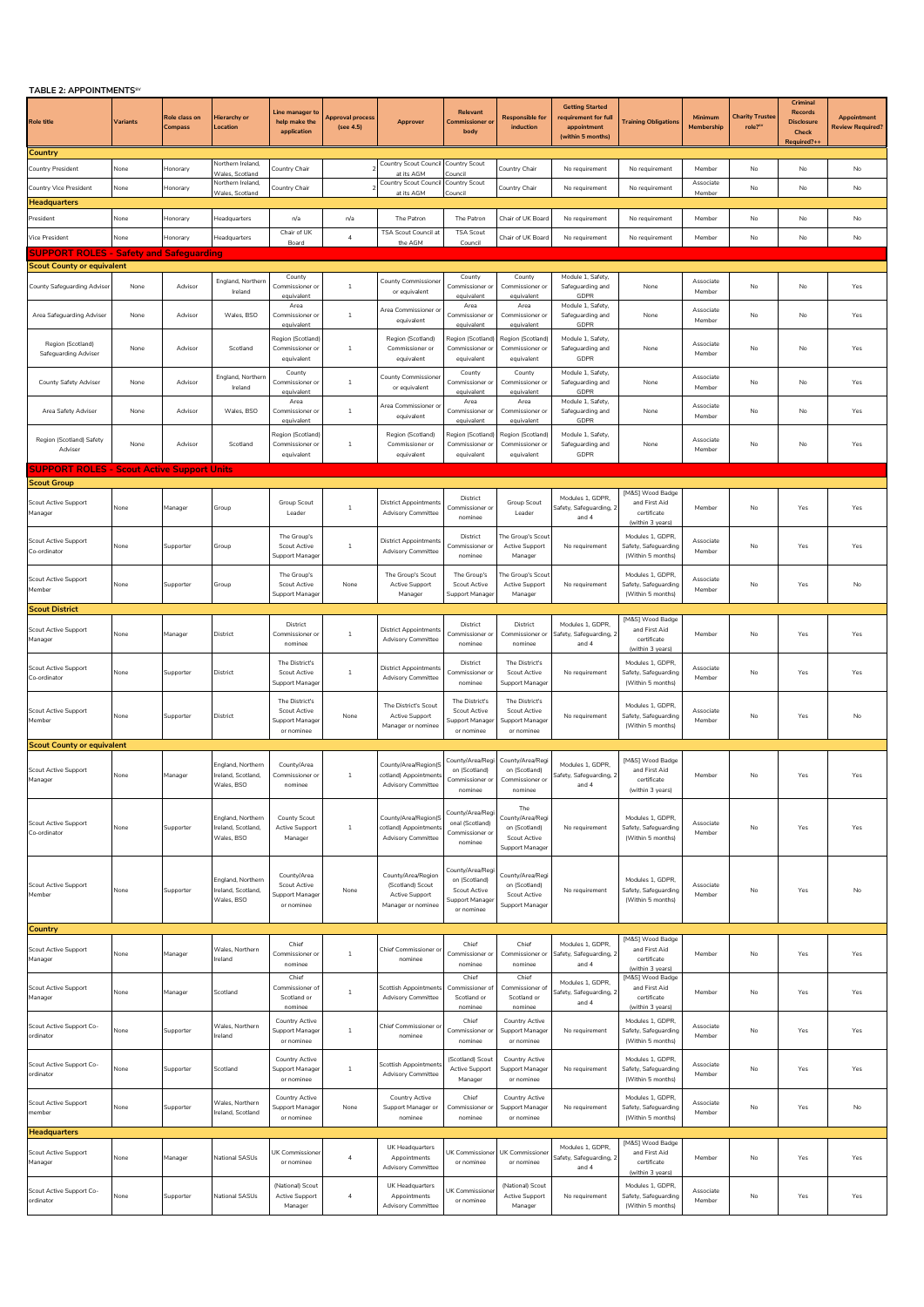**TABLE 2: APPOINTMENTS[xv]**

| Role title | Variants | Role class on Compass | Hierarchy or Location | Line manager to help make the application | Approval process (see 4.5) | Approver | Relevant Commissioner or body | Responsible for induction | Getting Started requirement for full appointment (within 5 months) | Training Obligations | Minimum Membership | Charity Trustee role?[xx] | Criminal Records Disclosure Check Required?++ | Appointment Review Required? |
|---|---|---|---|---|---|---|---|---|---|---|---|---|---|---|
| **Country** | | | | | | | | | | | | | | |
| Country President | None | Honorary | Northern Ireland, Wales, Scotland | Country Chair | 2 | Country Scout Council at its AGM | Country Scout Council | Country Chair | No requirement | No requirement | Member | No | No | No |
| Country Vice President | None | Honorary | Northern Ireland, Wales, Scotland | Country Chair | 2 | Country Scout Council at its AGM | Country Scout Council | Country Chair | No requirement | No requirement | Associate Member | No | No | No |
| **Headquarters** | | | | | | | | | | | | | | |
| President | None | Honorary | Headquarters | n/a | n/a | The Patron | The Patron | Chair of UK Board | No requirement | No requirement | Member | No | No | No |
| Vice President | None | Honorary | Headquarters | Chair of UK Board | 4 | TSA Scout Council at the AGM | TSA Scout Council | Chair of UK Board | No requirement | No requirement | Member | No | No | No |
| **SUPPORT ROLES - Safety and Safeguarding** | | | | | | | | | | | | | | |
| **Scout County or equivalent** | | | | | | | | | | | | | | |
| County Safeguarding Adviser | None | Advisor | England, Northern Ireland | County Commissioner or equivalent | 1 | County Commissioner or equivalent | County Commissioner or equivalent | County Commissioner or equivalent | Module 1, Safety, Safeguarding and GDPR | None | Associate Member | No | No | Yes |
| Area Safeguarding Adviser | None | Advisor | Wales, BSO | Area Commissioner or equivalent | 1 | Area Commissioner or equivalent | Area Commissioner or equivalent | Area Commissioner or equivalent | Module 1, Safety, Safeguarding and GDPR | None | Associate Member | No | No | Yes |
| Region (Scotland) Safeguarding Adviser | None | Advisor | Scotland | Region (Scotland) Commissioner or equivalent | 1 | Region (Scotland) Commissioner or equivalent | Region (Scotland) Commissioner or equivalent | Region (Scotland) Commissioner or equivalent | Module 1, Safety, Safeguarding and GDPR | None | Associate Member | No | No | Yes |
| County Safety Adviser | None | Advisor | England, Northern Ireland | County Commissioner or equivalent | 1 | County Commissioner or equivalent | County Commissioner or equivalent | County Commissioner or equivalent | Module 1, Safety, Safeguarding and GDPR | None | Associate Member | No | No | Yes |
| Area Safety Adviser | None | Advisor | Wales, BSO | Area Commissioner or equivalent | 1 | Area Commissioner or equivalent | Area Commissioner or equivalent | Area Commissioner or equivalent | Module 1, Safety, Safeguarding and GDPR | None | Associate Member | No | No | Yes |
| Region (Scotland) Safety Adviser | None | Advisor | Scotland | Region (Scotland) Commissioner or equivalent | 1 | Region (Scotland) Commissioner or equivalent | Region (Scotland) Commissioner or equivalent | Region (Scotland) Commissioner or equivalent | Module 1, Safety, Safeguarding and GDPR | None | Associate Member | No | No | Yes |
| **SUPPORT ROLES - Scout Active Support Units** | | | | | | | | | | | | | | |
| **Scout Group** | | | | | | | | | | | | | | |
| Scout Active Support Manager | None | Manager | Group | Group Scout Leader | 1 | District Appointments Advisory Committee | District Commissioner or nominee | Group Scout Leader | Modules 1, GDPR, Safety, Safeguarding, 2 and 4 | [M&S] Wood Badge and First Aid certificate (within 3 years) | Member | No | Yes | Yes |
| Scout Active Support Co-ordinator | None | Supporter | Group | The Group's Scout Active Support Manager | 1 | District Appointments Advisory Committee | District Commissioner or nominee | The Group's Scout Active Support Manager | No requirement | Modules 1, GDPR, Safety, Safeguarding (Within 5 months) | Associate Member | No | Yes | Yes |
| Scout Active Support Member | None | Supporter | Group | The Group's Scout Active Support Manager | None | The Group's Scout Active Support Manager | The Group's Scout Active Support Manager | The Group's Scout Active Support Manager | No requirement | Modules 1, GDPR, Safety, Safeguarding (Within 5 months) | Associate Member | No | Yes | No |
| **Scout District** | | | | | | | | | | | | | | |
| Scout Active Support Manager | None | Manager | District | District Commissioner or nominee | 1 | District Appointments Advisory Committee | District Commissioner or nominee | District Commissioner or nominee | Modules 1, GDPR, Safety, Safeguarding, 2 and 4 | [M&S] Wood Badge and First Aid certificate (within 3 years) | Member | No | Yes | Yes |
| Scout Active Support Co-ordinator | None | Supporter | District | The District's Scout Active Support Manager | 1 | District Appointments Advisory Committee | District Commissioner or nominee | The District's Scout Active Support Manager | No requirement | Modules 1, GDPR, Safety, Safeguarding (Within 5 months) | Associate Member | No | Yes | Yes |
| Scout Active Support Member | None | Supporter | District | The District's Scout Active Support Manager or nominee | None | The District's Scout Active Support Manager or nominee | The District's Scout Active Support Manager or nominee | The District's Scout Active Support Manager or nominee | No requirement | Modules 1, GDPR, Safety, Safeguarding (Within 5 months) | Associate Member | No | Yes | No |
| **Scout County or equivalent** | | | | | | | | | | | | | | |
| Scout Active Support Manager | None | Manager | England, Northern Ireland, Scotland, Wales, BSO | County/Area Commissioner or nominee | 1 | County/Area/Region(Scotland) Appointments Advisory Committee | County/Area/Region (Scotland) Commissioner or nominee | County/Area/Region (Scotland) Commissioner or nominee | Modules 1, GDPR, Safety, Safeguarding, 2 and 4 | [M&S] Wood Badge and First Aid certificate (within 3 years) | Member | No | Yes | Yes |
| Scout Active Support Co-ordinator | None | Supporter | England, Northern Ireland, Scotland, Wales, BSO | County Scout Active Support Manager | 1 | County/Area/Region(Scotland) Appointments Advisory Committee | County/Area/Regional (Scotland) Commissioner or nominee | The County/Area/Region (Scotland) Scout Active Support Manager | No requirement | Modules 1, GDPR, Safety, Safeguarding (Within 5 months) | Associate Member | No | Yes | Yes |
| Scout Active Support Member | None | Supporter | England, Northern Ireland, Scotland, Wales, BSO | County/Area Scout Active Support Manager or nominee | None | County/Area/Region (Scotland) Scout Active Support Manager or nominee | County/Area/Region (Scotland) Scout Active Support Manager or nominee | County/Area/Region (Scotland) Scout Active Support Manager | No requirement | Modules 1, GDPR, Safety, Safeguarding (Within 5 months) | Associate Member | No | Yes | No |
| **Country** | | | | | | | | | | | | | | |
| Scout Active Support Manager | None | Manager | Wales, Northern Ireland | Chief Commissioner or nominee | 1 | Chief Commissioner or nominee | Chief Commissioner or nominee | Chief Commissioner or nominee | Modules 1, GDPR, Safety, Safeguarding, 2 and 4 | [M&S] Wood Badge and First Aid certificate (within 3 years) | Member | No | Yes | Yes |
| Scout Active Support Manager | None | Manager | Scotland | Chief Commissioner of Scotland or nominee | 1 | Scottish Appointments Advisory Committee | Chief Commissioner of Scotland or nominee | Chief Commissioner of Scotland or nominee | Modules 1, GDPR, Safety, Safeguarding, 2 and 4 | [M&S] Wood Badge and First Aid certificate (within 3 years) | Member | No | Yes | Yes |
| Scout Active Support Co-ordinator | None | Supporter | Wales, Northern Ireland | Country Active Support Manager or nominee | 1 | Chief Commissioner or nominee | Chief Commissioner or nominee | Country Active Support Manager or nominee | No requirement | Modules 1, GDPR, Safety, Safeguarding (Within 5 months) | Associate Member | No | Yes | Yes |
| Scout Active Support Co-ordinator | None | Supporter | Scotland | Country Active Support Manager or nominee | 1 | Scottish Appointments Advisory Committee | (Scotland) Scout Active Support Manager | Country Active Support Manager or nominee | No requirement | Modules 1, GDPR, Safety, Safeguarding (Within 5 months) | Associate Member | No | Yes | Yes |
| Scout Active Support member | None | Supporter | Wales, Northern Ireland, Scotland | Country Active Support Manager or nominee | None | Country Active Support Manager or nominee | Chief Commissioner or nominee | Country Active Support Manager or nominee | No requirement | Modules 1, GDPR, Safety, Safeguarding (Within 5 months) | Associate Member | No | Yes | No |
| **Headquarters** | | | | | | | | | | | | | | |
| Scout Active Support Manager | None | Manager | National SASUs | UK Commissioner or nominee | 4 | UK Headquarters Appointments Advisory Committee | UK Commissioner or nominee | UK Commissioner or nominee | Modules 1, GDPR, Safety, Safeguarding, 2 and 4 | [M&S] Wood Badge and First Aid certificate (within 3 years) | Member | No | Yes | Yes |
| Scout Active Support Co-ordinator | None | Supporter | National SASUs | (National) Scout Active Support Manager | 4 | UK Headquarters Appointments Advisory Committee | UK Commissioner or nominee | (National) Scout Active Support Manager | No requirement | Modules 1, GDPR, Safety, Safeguarding (Within 5 months) | Associate Member | No | Yes | Yes |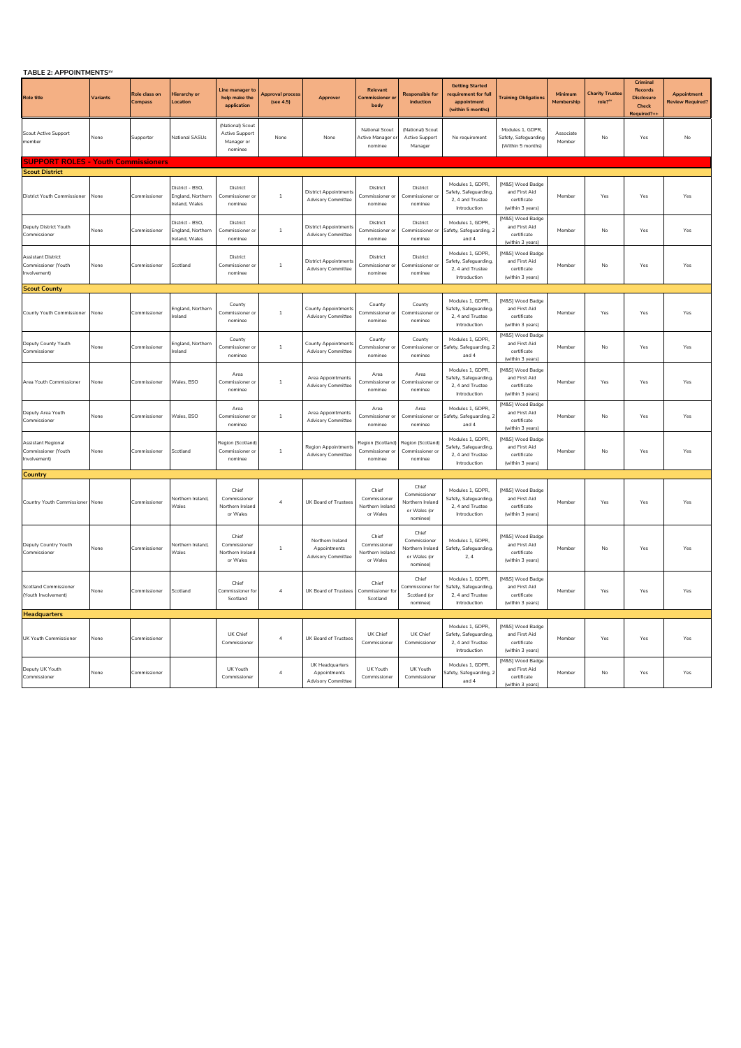**TABLE 2: APPOINTMENTS[xv]**

| Role title | Variants | Role class on Compass | Hierarchy or Location | Line manager to help make the application | Approval process (see 4.5) | Approver | Relevant Commissioner or body | Responsible for induction | Getting Started requirement for full appointment (within 5 months) | Training Obligations | Minimum Membership | Charity Trustee role?[xx] | Criminal Records Disclosure Check Required?++ | Appointment Review Required? |
|---|---|---|---|---|---|---|---|---|---|---|---|---|---|---|
| Scout Active Support member | None | Supporter | National SASUs | (National) Scout Active Support Manager or nominee | None | None | National Scout Active Manager or nominee | (National) Scout Active Support Manager | No requirement | Modules 1, GDPR, Safety, Safeguarding (Within 5 months) | Associate Member | No | Yes | No |
| **SUPPORT ROLES - Youth Commissioners** | | | | | | | | | | | | | | |
| **Scout District** | | | | | | | | | | | | | | |
| District Youth Commissioner | None | Commissioner | District - BSO, England, Northern Ireland, Wales | District Commissioner or nominee | 1 | District Appointments Advisory Committee | District Commissioner or nominee | District Commissioner or nominee | Modules 1, GDPR, Safety, Safeguarding, 2, 4 and Trustee Introduction | [M&S] Wood Badge and First Aid certificate (within 3 years) | Member | Yes | Yes | Yes |
| Deputy District Youth Commissioner | None | Commissioner | District - BSO, England, Northern Ireland, Wales | District Commissioner or nominee | 1 | District Appointments Advisory Committee | District Commissioner or nominee | District Commissioner or nominee | Modules 1, GDPR, Safety, Safeguarding, 2 and 4 | [M&S] Wood Badge and First Aid certificate (within 3 years) | Member | No | Yes | Yes |
| Assistant District Commissioner (Youth Involvement) | None | Commissioner | Scotland | District Commissioner or nominee | 1 | District Appointments Advisory Committee | District Commissioner or nominee | District Commissioner or nominee | Modules 1, GDPR, Safety, Safeguarding, 2, 4 and Trustee Introduction | [M&S] Wood Badge and First Aid certificate (within 3 years) | Member | No | Yes | Yes |
| **Scout County** | | | | | | | | | | | | | | |
| County Youth Commissioner | None | Commissioner | England, Northern Ireland | County Commissioner or nominee | 1 | County Appointments Advisory Committee | County Commissioner or nominee | County Commissioner or nominee | Modules 1, GDPR, Safety, Safeguarding, 2, 4 and Trustee Introduction | [M&S] Wood Badge and First Aid certificate (within 3 years) | Member | Yes | Yes | Yes |
| Deputy County Youth Commissioner | None | Commissioner | England, Northern Ireland | County Commissioner or nominee | 1 | County Appointments Advisory Committee | County Commissioner or nominee | County Commissioner or nominee | Modules 1, GDPR, Safety, Safeguarding, 2 and 4 | [M&S] Wood Badge and First Aid certificate (within 3 years) | Member | No | Yes | Yes |
| Area Youth Commissioner | None | Commissioner | Wales, BSO | Area Commissioner or nominee | 1 | Area Appointments Advisory Committee | Area Commissioner or nominee | Area Commissioner or nominee | Modules 1, GDPR, Safety, Safeguarding, 2, 4 and Trustee Introduction | [M&S] Wood Badge and First Aid certificate (within 3 years) | Member | Yes | Yes | Yes |
| Deputy Area Youth Commissioner | None | Commissioner | Wales, BSO | Area Commissioner or nominee | 1 | Area Appointments Advisory Committee | Area Commissioner or nominee | Area Commissioner or nominee | Modules 1, GDPR, Safety, Safeguarding, 2 and 4 | [M&S] Wood Badge and First Aid certificate (within 3 years) | Member | No | Yes | Yes |
| Assistant Regional Commissioner (Youth Involvement) | None | Commissioner | Scotland | Region (Scotland) Commissioner or nominee | 1 | Region Appointments Advisory Committee | Region (Scotland) Commissioner or nominee | Region (Scotland) Commissioner or nominee | Modules 1, GDPR, Safety, Safeguarding, 2, 4 and Trustee Introduction | [M&S] Wood Badge and First Aid certificate (within 3 years) | Member | No | Yes | Yes |
| **Country** | | | | | | | | | | | | | | |
| Country Youth Commissioner | None | Commissioner | Northern Ireland, Wales | Chief Commissioner Northern Ireland or Wales | 4 | UK Board of Trustees | Chief Commissioner Northern Ireland or Wales | Chief Commissioner Northern Ireland or Wales (or nominee) | Modules 1, GDPR, Safety, Safeguarding, 2, 4 and Trustee Introduction | [M&S] Wood Badge and First Aid certificate (within 3 years) | Member | Yes | Yes | Yes |
| Deputy Country Youth Commissioner | None | Commissioner | Northern Ireland, Wales | Chief Commissioner Northern Ireland or Wales | 1 | Northern Ireland Appointments Advisory Committee | Chief Commissioner Northern Ireland or Wales | Chief Commissioner Northern Ireland or Wales (or nominee) | Modules 1, GDPR, Safety, Safeguarding, 2, 4 | [M&S] Wood Badge and First Aid certificate (within 3 years) | Member | No | Yes | Yes |
| Scotland Commissioner (Youth Involvement) | None | Commissioner | Scotland | Chief Commissioner for Scotland | 4 | UK Board of Trustees | Chief Commissioner for Scotland | Chief Commissioner for Scotland (or nominee) | Modules 1, GDPR, Safety, Safeguarding, 2, 4 and Trustee Introduction | [M&S] Wood Badge and First Aid certificate (within 3 years) | Member | Yes | Yes | Yes |
| **Headquarters** | | | | | | | | | | | | | | |
| UK Youth Commissioner | None | Commissioner | | UK Chief Commissioner | 4 | UK Board of Trustees | UK Chief Commissioner | UK Chief Commissioner | Modules 1, GDPR, Safety, Safeguarding, 2, 4 and Trustee Introduction | [M&S] Wood Badge and First Aid certificate (within 3 years) | Member | Yes | Yes | Yes |
| Deputy UK Youth Commissioner | None | Commissioner | | UK Youth Commissioner | 4 | UK Headquarters Appointments Advisory Committee | UK Youth Commissioner | UK Youth Commissioner | Modules 1, GDPR, Safety, Safeguarding, 2 and 4 | [M&S] Wood Badge and First Aid certificate (within 3 years) | Member | No | Yes | Yes |